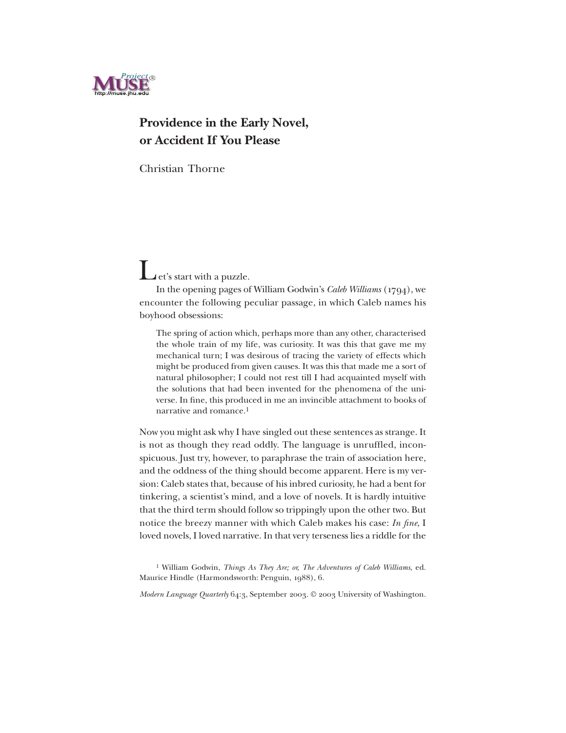# Providence in the Early Novel, or Accident If You Please

Christian Thorne

Let's start with a puzzle.

In the opening pages of William Godwin's *Caleb Williams* (1794), we encounter the following peculiar passage, in which Caleb names his boyhood obsessions:

> The spring of action which, perhaps more than any other, characterised the whole train of my life, was curiosity. It was this that gave me my mechanical turn; I was desirous of tracing the variety of effects which might be produced from given causes. It was this that made me a sort of natural philosopher; I could not rest till I had acquainted myself with the solutions that had been invented for the phenomena of the universe. In fine, this produced in me an invincible attachment to books of narrative and romance.[1]

Now you might ask why I have singled out these sentences as strange. It is not as though they read oddly. The language is unruffled, inconspicuous. Just try, however, to paraphrase the train of association here, and the oddness of the thing should become apparent. Here is my version: Caleb states that, because of his inbred curiosity, he had a bent for tinkering, a scientist's mind, and a love of novels. It is hardly intuitive that the third term should follow so trippingly upon the other two. But notice the breezy manner with which Caleb makes his case: *In fine*, I loved novels, I loved narrative. In that very terseness lies a riddle for the

[1] William Godwin, *Things As They Are; or, The Adventures of Caleb Williams*, ed. Maurice Hindle (Harmondsworth: Penguin, 1988), 6.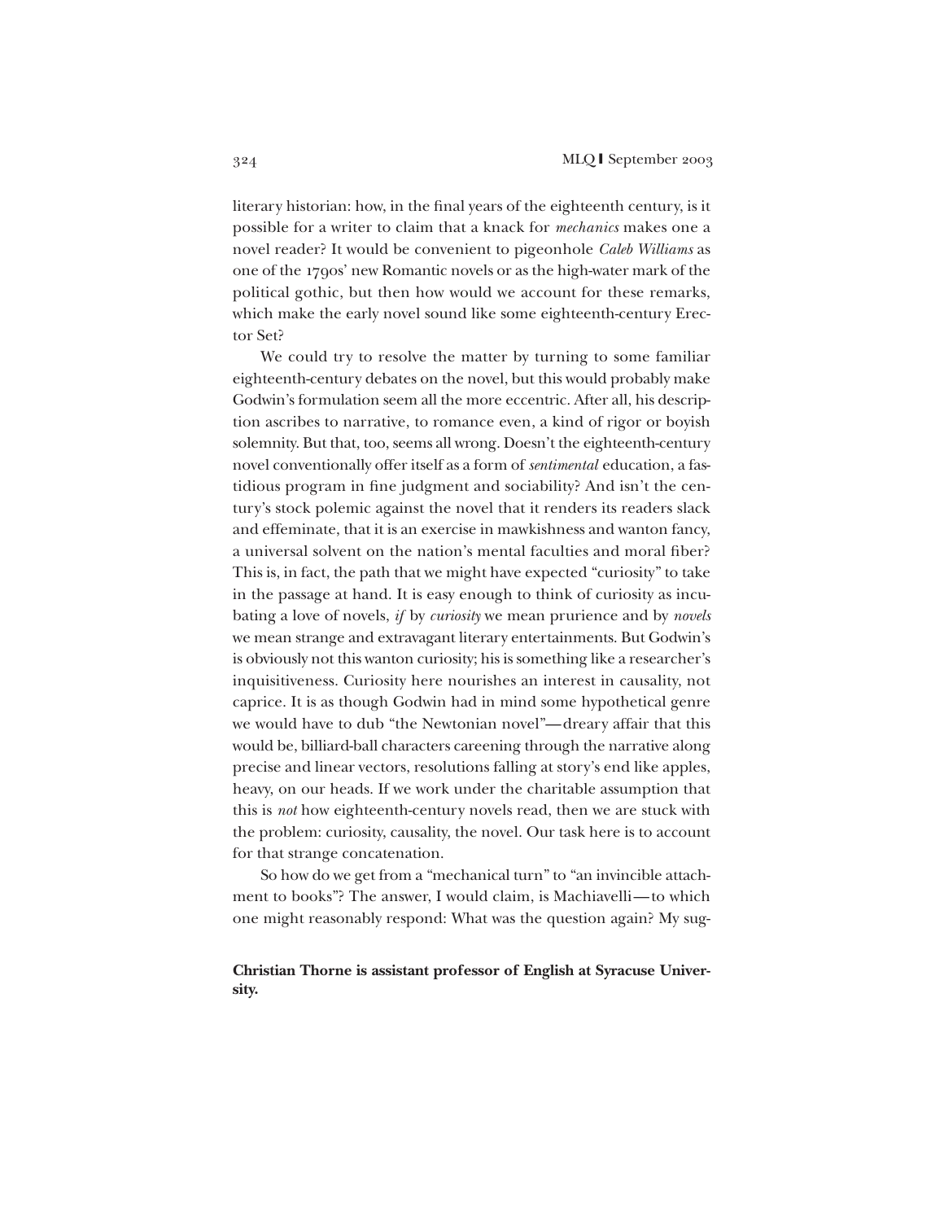literary historian: how, in the final years of the eighteenth century, is it possible for a writer to claim that a knack for *mechanics* makes one a novel reader? It would be convenient to pigeonhole *Caleb Williams* as one of the 1790s' new Romantic novels or as the high-water mark of the political gothic, but then how would we account for these remarks, which make the early novel sound like some eighteenth-century Erector Set?

We could try to resolve the matter by turning to some familiar eighteenth-century debates on the novel, but this would probably make Godwin's formulation seem all the more eccentric. After all, his description ascribes to narrative, to romance even, a kind of rigor or boyish solemnity. But that, too, seems all wrong. Doesn't the eighteenth-century novel conventionally offer itself as a form of *sentimental* education, a fastidious program in fine judgment and sociability? And isn't the century's stock polemic against the novel that it renders its readers slack and effeminate, that it is an exercise in mawkishness and wanton fancy, a universal solvent on the nation's mental faculties and moral fiber? This is, in fact, the path that we might have expected "curiosity" to take in the passage at hand. It is easy enough to think of curiosity as incubating a love of novels, *if* by *curiosity* we mean prurience and by *novels* we mean strange and extravagant literary entertainments. But Godwin's is obviously not this wanton curiosity; his is something like a researcher's inquisitiveness. Curiosity here nourishes an interest in causality, not caprice. It is as though Godwin had in mind some hypothetical genre we would have to dub "the Newtonian novel"—dreary affair that this would be, billiard-ball characters careening through the narrative along precise and linear vectors, resolutions falling at story's end like apples, heavy, on our heads. If we work under the charitable assumption that this is *not* how eighteenth-century novels read, then we are stuck with the problem: curiosity, causality, the novel. Our task here is to account for that strange concatenation.

So how do we get from a "mechanical turn" to "an invincible attachment to books"? The answer, I would claim, is Machiavelli—to which one might reasonably respond: What was the question again? My sug-

**Christian Thorne is assistant professor of English at Syracuse University.**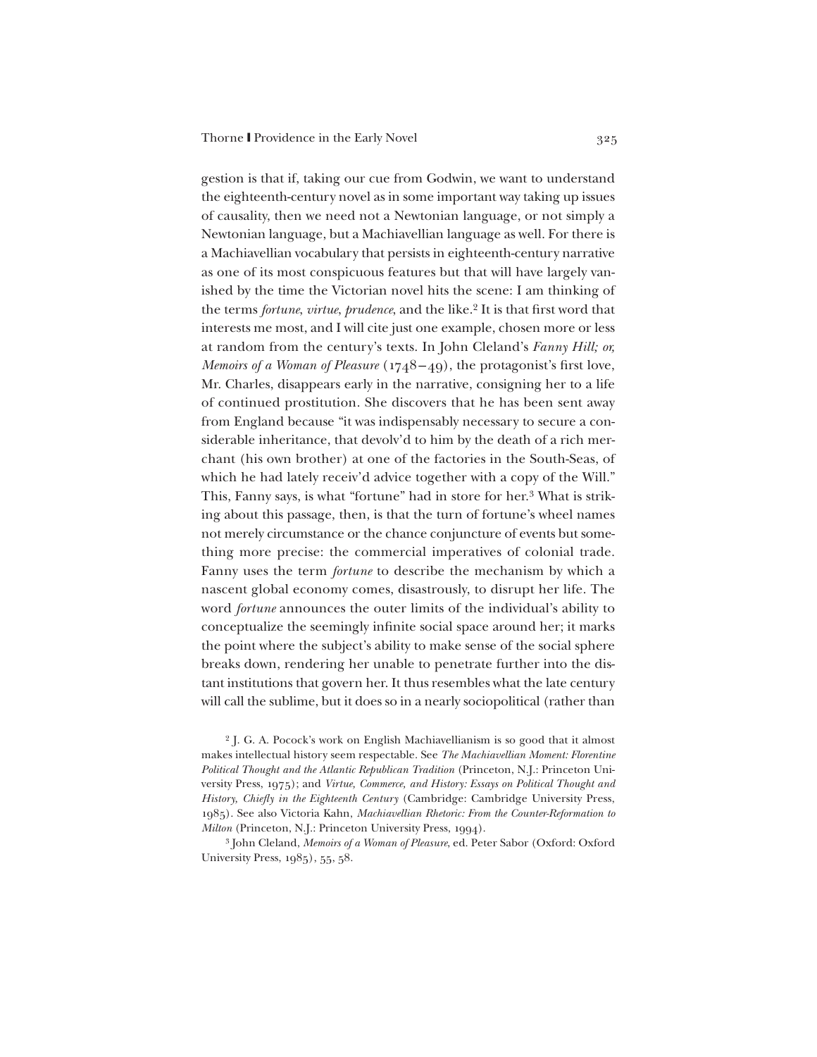gestion is that if, taking our cue from Godwin, we want to understand the eighteenth-century novel as in some important way taking up issues of causality, then we need not a Newtonian language, or not simply a Newtonian language, but a Machiavellian language as well. For there is a Machiavellian vocabulary that persists in eighteenth-century narrative as one of its most conspicuous features but that will have largely vanished by the time the Victorian novel hits the scene: I am thinking of the terms *fortune*, *virtue*, *prudence*, and the like.[2] It is that first word that interests me most, and I will cite just one example, chosen more or less at random from the century's texts. In John Cleland's *Fanny Hill; or, Memoirs of a Woman of Pleasure* (1748–49), the protagonist's first love, Mr. Charles, disappears early in the narrative, consigning her to a life of continued prostitution. She discovers that he has been sent away from England because "it was indispensably necessary to secure a considerable inheritance, that devolv'd to him by the death of a rich merchant (his own brother) at one of the factories in the South-Seas, of which he had lately receiv'd advice together with a copy of the Will." This, Fanny says, is what "fortune" had in store for her.[3] What is striking about this passage, then, is that the turn of fortune's wheel names not merely circumstance or the chance conjuncture of events but something more precise: the commercial imperatives of colonial trade. Fanny uses the term *fortune* to describe the mechanism by which a nascent global economy comes, disastrously, to disrupt her life. The word *fortune* announces the outer limits of the individual's ability to conceptualize the seemingly infinite social space around her; it marks the point where the subject's ability to make sense of the social sphere breaks down, rendering her unable to penetrate further into the distant institutions that govern her. It thus resembles what the late century will call the sublime, but it does so in a nearly sociopolitical (rather than

[2] J. G. A. Pocock's work on English Machiavellianism is so good that it almost makes intellectual history seem respectable. See *The Machiavellian Moment: Florentine Political Thought and the Atlantic Republican Tradition* (Princeton, N.J.: Princeton University Press, 1975); and *Virtue, Commerce, and History: Essays on Political Thought and History, Chiefly in the Eighteenth Century* (Cambridge: Cambridge University Press, 1985). See also Victoria Kahn, *Machiavellian Rhetoric: From the Counter-Reformation to Milton* (Princeton, N.J.: Princeton University Press, 1994).

[3] John Cleland, *Memoirs of a Woman of Pleasure*, ed. Peter Sabor (Oxford: Oxford University Press, 1985), 55, 58.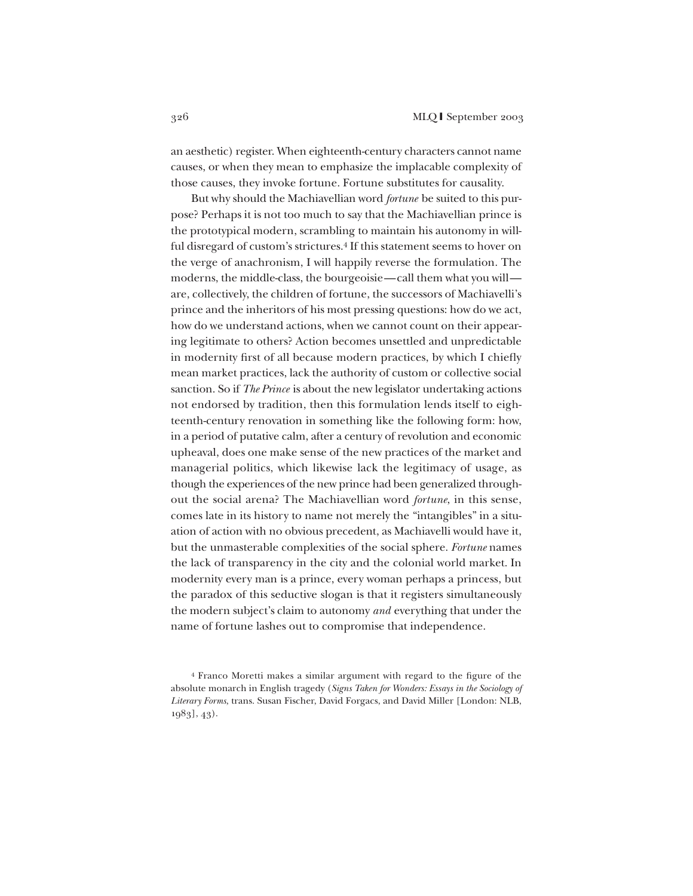an aesthetic) register. When eighteenth-century characters cannot name causes, or when they mean to emphasize the implacable complexity of those causes, they invoke fortune. Fortune substitutes for causality.

But why should the Machiavellian word *fortune* be suited to this purpose? Perhaps it is not too much to say that the Machiavellian prince is the prototypical modern, scrambling to maintain his autonomy in willful disregard of custom's strictures.[4] If this statement seems to hover on the verge of anachronism, I will happily reverse the formulation. The moderns, the middle-class, the bourgeoisie—call them what you will—are, collectively, the children of fortune, the successors of Machiavelli's prince and the inheritors of his most pressing questions: how do we act, how do we understand actions, when we cannot count on their appearing legitimate to others? Action becomes unsettled and unpredictable in modernity first of all because modern practices, by which I chiefly mean market practices, lack the authority of custom or collective social sanction. So if *The Prince* is about the new legislator undertaking actions not endorsed by tradition, then this formulation lends itself to eighteenth-century renovation in something like the following form: how, in a period of putative calm, after a century of revolution and economic upheaval, does one make sense of the new practices of the market and managerial politics, which likewise lack the legitimacy of usage, as though the experiences of the new prince had been generalized throughout the social arena? The Machiavellian word *fortune*, in this sense, comes late in its history to name not merely the "intangibles" in a situation of action with no obvious precedent, as Machiavelli would have it, but the unmasterable complexities of the social sphere. *Fortune* names the lack of transparency in the city and the colonial world market. In modernity every man is a prince, every woman perhaps a princess, but the paradox of this seductive slogan is that it registers simultaneously the modern subject's claim to autonomy *and* everything that under the name of fortune lashes out to compromise that independence.

[4] Franco Moretti makes a similar argument with regard to the figure of the absolute monarch in English tragedy (*Signs Taken for Wonders: Essays in the Sociology of Literary Forms*, trans. Susan Fischer, David Forgacs, and David Miller [London: NLB, 1983], 43).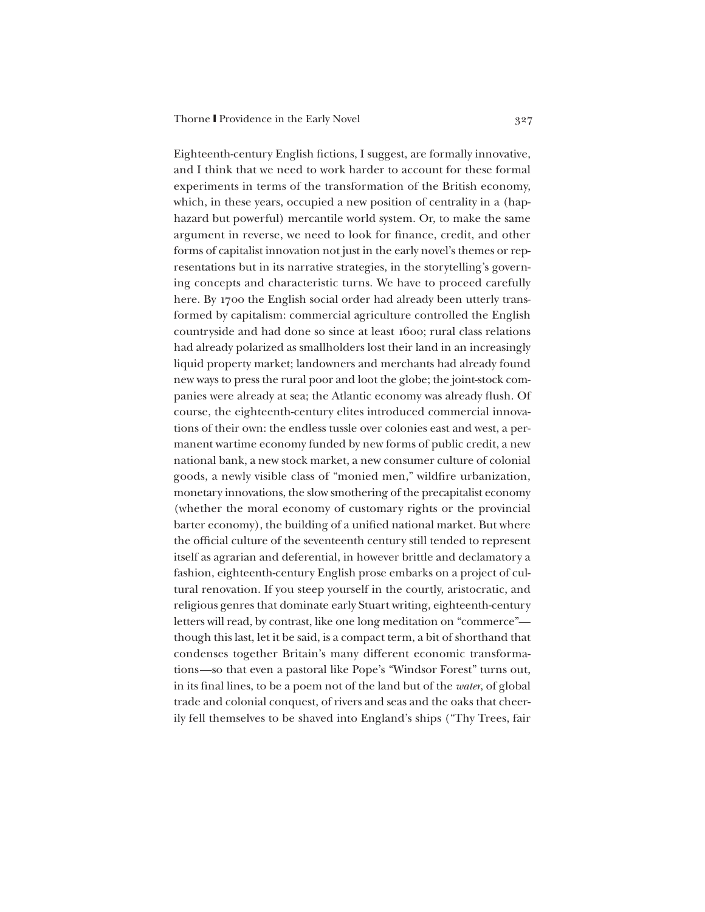Eighteenth-century English fictions, I suggest, are formally innovative, and I think that we need to work harder to account for these formal experiments in terms of the transformation of the British economy, which, in these years, occupied a new position of centrality in a (haphazard but powerful) mercantile world system. Or, to make the same argument in reverse, we need to look for finance, credit, and other forms of capitalist innovation not just in the early novel's themes or representations but in its narrative strategies, in the storytelling's governing concepts and characteristic turns. We have to proceed carefully here. By 1700 the English social order had already been utterly transformed by capitalism: commercial agriculture controlled the English countryside and had done so since at least 1600; rural class relations had already polarized as smallholders lost their land in an increasingly liquid property market; landowners and merchants had already found new ways to press the rural poor and loot the globe; the joint-stock companies were already at sea; the Atlantic economy was already flush. Of course, the eighteenth-century elites introduced commercial innovations of their own: the endless tussle over colonies east and west, a permanent wartime economy funded by new forms of public credit, a new national bank, a new stock market, a new consumer culture of colonial goods, a newly visible class of "monied men," wildfire urbanization, monetary innovations, the slow smothering of the precapitalist economy (whether the moral economy of customary rights or the provincial barter economy), the building of a unified national market. But where the official culture of the seventeenth century still tended to represent itself as agrarian and deferential, in however brittle and declamatory a fashion, eighteenth-century English prose embarks on a project of cultural renovation. If you steep yourself in the courtly, aristocratic, and religious genres that dominate early Stuart writing, eighteenth-century letters will read, by contrast, like one long meditation on "commerce"—though this last, let it be said, is a compact term, a bit of shorthand that condenses together Britain's many different economic transformations—so that even a pastoral like Pope's "Windsor Forest" turns out, in its final lines, to be a poem not of the land but of the *water,* of global trade and colonial conquest, of rivers and seas and the oaks that cheerily fell themselves to be shaved into England's ships ("Thy Trees, fair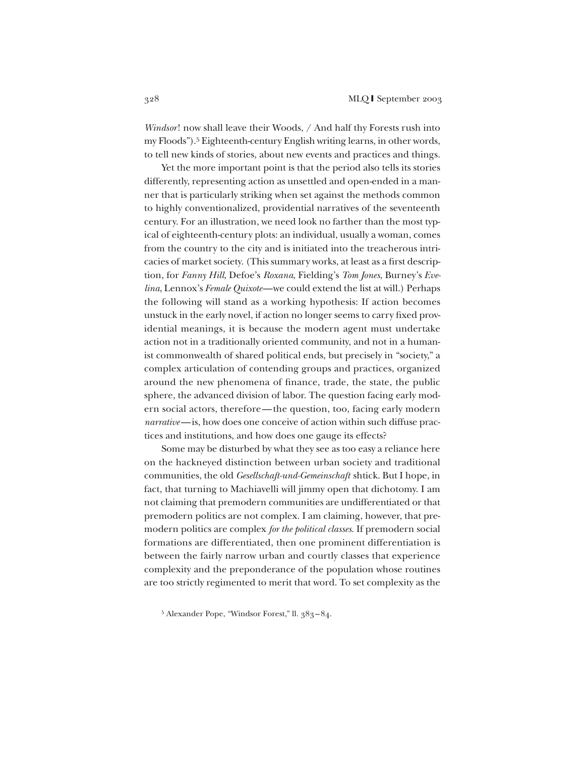*Windsor*! now shall leave their Woods, / And half thy Forests rush into my Floods").[5] Eighteenth-century English writing learns, in other words, to tell new kinds of stories, about new events and practices and things.

Yet the more important point is that the period also tells its stories differently, representing action as unsettled and open-ended in a manner that is particularly striking when set against the methods common to highly conventionalized, providential narratives of the seventeenth century. For an illustration, we need look no farther than the most typical of eighteenth-century plots: an individual, usually a woman, comes from the country to the city and is initiated into the treacherous intricacies of market society. (This summary works, at least as a first description, for *Fanny Hill*, Defoe's *Roxana*, Fielding's *Tom Jones*, Burney's *Evelina*, Lennox's *Female Quixote*—we could extend the list at will.) Perhaps the following will stand as a working hypothesis: If action becomes unstuck in the early novel, if action no longer seems to carry fixed providential meanings, it is because the modern agent must undertake action not in a traditionally oriented community, and not in a humanist commonwealth of shared political ends, but precisely in "society," a complex articulation of contending groups and practices, organized around the new phenomena of finance, trade, the state, the public sphere, the advanced division of labor. The question facing early modern social actors, therefore—the question, too, facing early modern *narrative*—is, how does one conceive of action within such diffuse practices and institutions, and how does one gauge its effects?

Some may be disturbed by what they see as too easy a reliance here on the hackneyed distinction between urban society and traditional communities, the old *Gesellschaft-und-Gemeinschaft* shtick. But I hope, in fact, that turning to Machiavelli will jimmy open that dichotomy. I am not claiming that premodern communities are undifferentiated or that premodern politics are not complex. I am claiming, however, that premodern politics are complex *for the political classes*. If premodern social formations are differentiated, then one prominent differentiation is between the fairly narrow urban and courtly classes that experience complexity and the preponderance of the population whose routines are too strictly regimented to merit that word. To set complexity as the

[5] Alexander Pope, "Windsor Forest," ll. 383–84.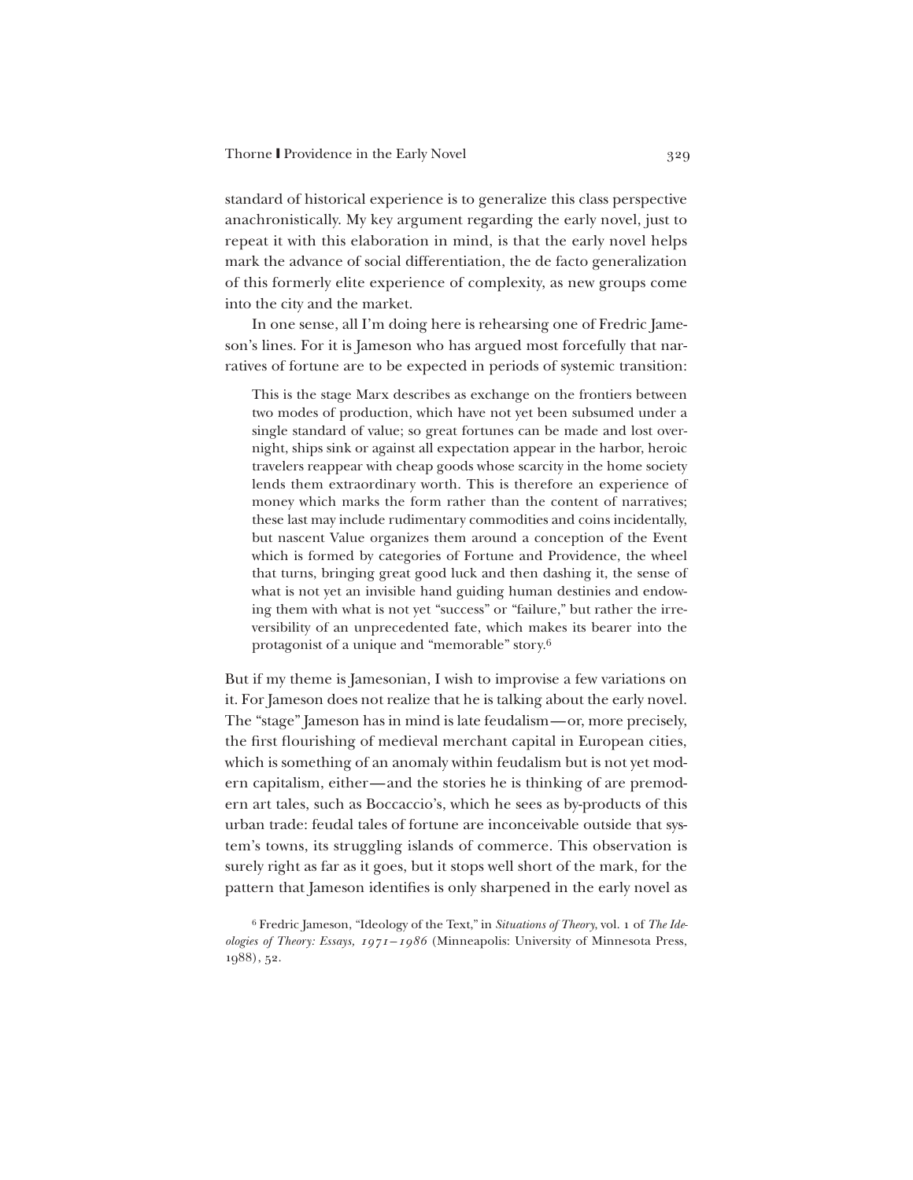standard of historical experience is to generalize this class perspective anachronistically. My key argument regarding the early novel, just to repeat it with this elaboration in mind, is that the early novel helps mark the advance of social differentiation, the de facto generalization of this formerly elite experience of complexity, as new groups come into the city and the market.

In one sense, all I'm doing here is rehearsing one of Fredric Jameson's lines. For it is Jameson who has argued most forcefully that narratives of fortune are to be expected in periods of systemic transition:

> This is the stage Marx describes as exchange on the frontiers between two modes of production, which have not yet been subsumed under a single standard of value; so great fortunes can be made and lost overnight, ships sink or against all expectation appear in the harbor, heroic travelers reappear with cheap goods whose scarcity in the home society lends them extraordinary worth. This is therefore an experience of money which marks the form rather than the content of narratives; these last may include rudimentary commodities and coins incidentally, but nascent Value organizes them around a conception of the Event which is formed by categories of Fortune and Providence, the wheel that turns, bringing great good luck and then dashing it, the sense of what is not yet an invisible hand guiding human destinies and endowing them with what is not yet "success" or "failure," but rather the irreversibility of an unprecedented fate, which makes its bearer into the protagonist of a unique and "memorable" story.[6]

But if my theme is Jamesonian, I wish to improvise a few variations on it. For Jameson does not realize that he is talking about the early novel. The "stage" Jameson has in mind is late feudalism—or, more precisely, the first flourishing of medieval merchant capital in European cities, which is something of an anomaly within feudalism but is not yet modern capitalism, either—and the stories he is thinking of are premodern art tales, such as Boccaccio's, which he sees as by-products of this urban trade: feudal tales of fortune are inconceivable outside that system's towns, its struggling islands of commerce. This observation is surely right as far as it goes, but it stops well short of the mark, for the pattern that Jameson identifies is only sharpened in the early novel as

[6] Fredric Jameson, "Ideology of the Text," in *Situations of Theory*, vol. 1 of *The Ideologies of Theory: Essays, 1971–1986* (Minneapolis: University of Minnesota Press, 1988), 52.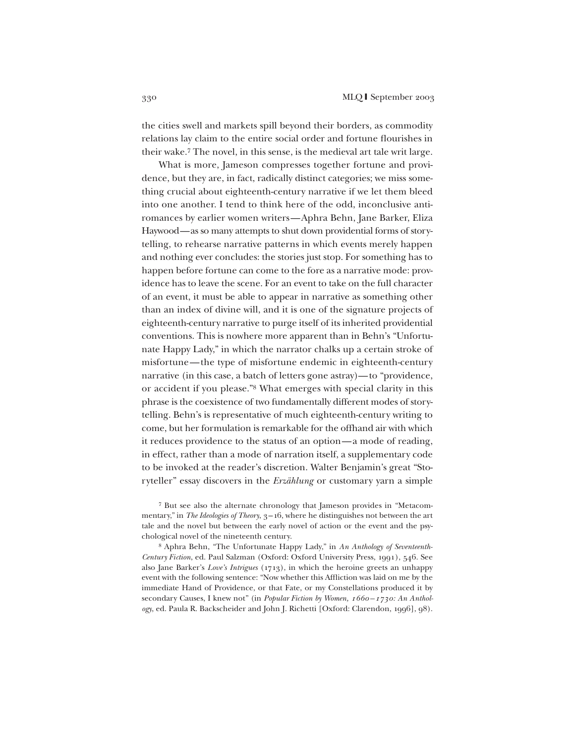the cities swell and markets spill beyond their borders, as commodity relations lay claim to the entire social order and fortune flourishes in their wake.[7] The novel, in this sense, is the medieval art tale writ large.

What is more, Jameson compresses together fortune and providence, but they are, in fact, radically distinct categories; we miss something crucial about eighteenth-century narrative if we let them bleed into one another. I tend to think here of the odd, inconclusive antiromances by earlier women writers—Aphra Behn, Jane Barker, Eliza Haywood—as so many attempts to shut down providential forms of storytelling, to rehearse narrative patterns in which events merely happen and nothing ever concludes: the stories just stop. For something has to happen before fortune can come to the fore as a narrative mode: providence has to leave the scene. For an event to take on the full character of an event, it must be able to appear in narrative as something other than an index of divine will, and it is one of the signature projects of eighteenth-century narrative to purge itself of its inherited providential conventions. This is nowhere more apparent than in Behn's "Unfortunate Happy Lady," in which the narrator chalks up a certain stroke of misfortune—the type of misfortune endemic in eighteenth-century narrative (in this case, a batch of letters gone astray)—to "providence, or accident if you please."[8] What emerges with special clarity in this phrase is the coexistence of two fundamentally different modes of storytelling. Behn's is representative of much eighteenth-century writing to come, but her formulation is remarkable for the offhand air with which it reduces providence to the status of an option—a mode of reading, in effect, rather than a mode of narration itself, a supplementary code to be invoked at the reader's discretion. Walter Benjamin's great "Storyteller" essay discovers in the *Erzählung* or customary yarn a simple

[7] But see also the alternate chronology that Jameson provides in "Metacommentary," in *The Ideologies of Theory*, 3–16, where he distinguishes not between the art tale and the novel but between the early novel of action or the event and the psychological novel of the nineteenth century.

[8] Aphra Behn, "The Unfortunate Happy Lady," in *An Anthology of Seventeenth-Century Fiction*, ed. Paul Salzman (Oxford: Oxford University Press, 1991), 546. See also Jane Barker's *Love's Intrigues* (1713), in which the heroine greets an unhappy event with the following sentence: "Now whether this Affliction was laid on me by the immediate Hand of Providence, or that Fate, or my Constellations produced it by secondary Causes, I knew not" (in *Popular Fiction by Women, 1660–1730: An Anthology*, ed. Paula R. Backscheider and John J. Richetti [Oxford: Clarendon, 1996], 98).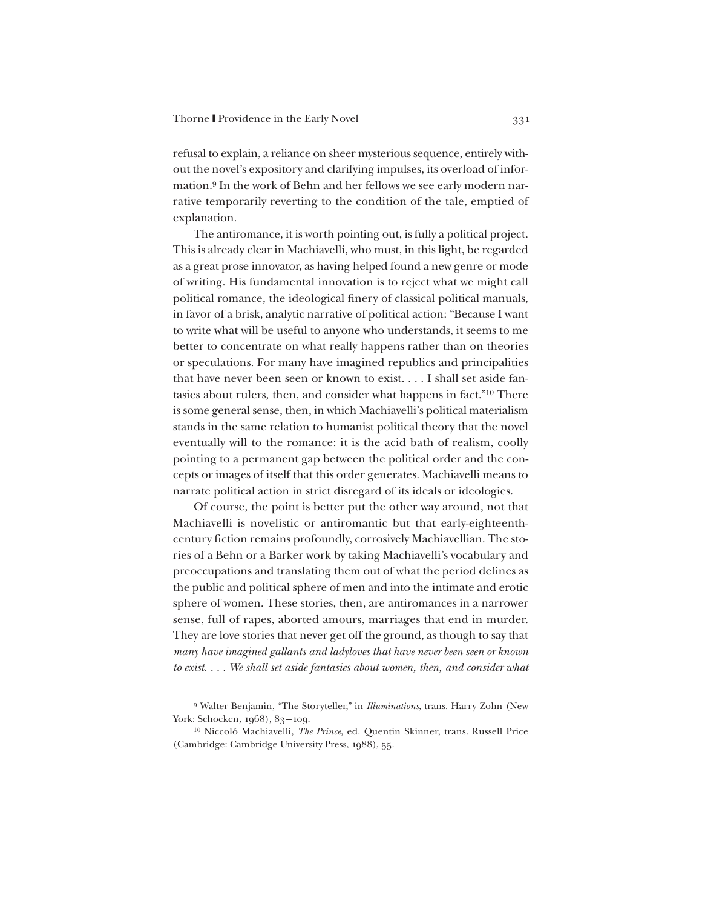refusal to explain, a reliance on sheer mysterious sequence, entirely without the novel's expository and clarifying impulses, its overload of information.[9] In the work of Behn and her fellows we see early modern narrative temporarily reverting to the condition of the tale, emptied of explanation.

The antiromance, it is worth pointing out, is fully a political project. This is already clear in Machiavelli, who must, in this light, be regarded as a great prose innovator, as having helped found a new genre or mode of writing. His fundamental innovation is to reject what we might call political romance, the ideological finery of classical political manuals, in favor of a brisk, analytic narrative of political action: "Because I want to write what will be useful to anyone who understands, it seems to me better to concentrate on what really happens rather than on theories or speculations. For many have imagined republics and principalities that have never been seen or known to exist. . . . I shall set aside fantasies about rulers, then, and consider what happens in fact."[10] There is some general sense, then, in which Machiavelli's political materialism stands in the same relation to humanist political theory that the novel eventually will to the romance: it is the acid bath of realism, coolly pointing to a permanent gap between the political order and the concepts or images of itself that this order generates. Machiavelli means to narrate political action in strict disregard of its ideals or ideologies.

Of course, the point is better put the other way around, not that Machiavelli is novelistic or antiromantic but that early-eighteenth-century fiction remains profoundly, corrosively Machiavellian. The stories of a Behn or a Barker work by taking Machiavelli's vocabulary and preoccupations and translating them out of what the period defines as the public and political sphere of men and into the intimate and erotic sphere of women. These stories, then, are antiromances in a narrower sense, full of rapes, aborted amours, marriages that end in murder. They are love stories that never get off the ground, as though to say that *many have imagined gallants and ladyloves that have never been seen or known to exist. . . . We shall set aside fantasies about women, then, and consider what*

[9] Walter Benjamin, "The Storyteller," in *Illuminations*, trans. Harry Zohn (New York: Schocken, 1968), 83–109.

[10] Niccoló Machiavelli, *The Prince*, ed. Quentin Skinner, trans. Russell Price (Cambridge: Cambridge University Press, 1988), 55.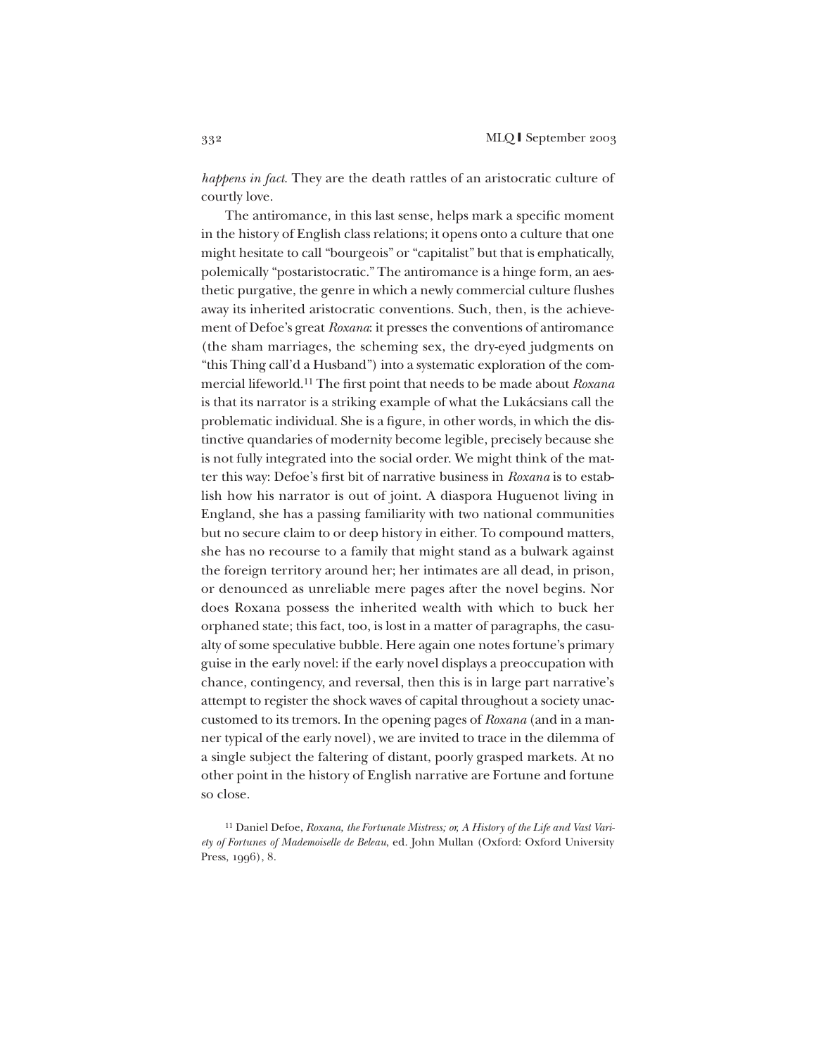*happens in fact*. They are the death rattles of an aristocratic culture of courtly love.

The antiromance, in this last sense, helps mark a specific moment in the history of English class relations; it opens onto a culture that one might hesitate to call "bourgeois" or "capitalist" but that is emphatically, polemically "postaristocratic." The antiromance is a hinge form, an aesthetic purgative, the genre in which a newly commercial culture flushes away its inherited aristocratic conventions. Such, then, is the achievement of Defoe's great *Roxana*: it presses the conventions of antiromance (the sham marriages, the scheming sex, the dry-eyed judgments on "this Thing call'd a Husband") into a systematic exploration of the commercial lifeworld.[11] The first point that needs to be made about *Roxana* is that its narrator is a striking example of what the Lukácsians call the problematic individual. She is a figure, in other words, in which the distinctive quandaries of modernity become legible, precisely because she is not fully integrated into the social order. We might think of the matter this way: Defoe's first bit of narrative business in *Roxana* is to establish how his narrator is out of joint. A diaspora Huguenot living in England, she has a passing familiarity with two national communities but no secure claim to or deep history in either. To compound matters, she has no recourse to a family that might stand as a bulwark against the foreign territory around her; her intimates are all dead, in prison, or denounced as unreliable mere pages after the novel begins. Nor does Roxana possess the inherited wealth with which to buck her orphaned state; this fact, too, is lost in a matter of paragraphs, the casualty of some speculative bubble. Here again one notes fortune's primary guise in the early novel: if the early novel displays a preoccupation with chance, contingency, and reversal, then this is in large part narrative's attempt to register the shock waves of capital throughout a society unaccustomed to its tremors. In the opening pages of *Roxana* (and in a manner typical of the early novel), we are invited to trace in the dilemma of a single subject the faltering of distant, poorly grasped markets. At no other point in the history of English narrative are Fortune and fortune so close.

[11] Daniel Defoe, *Roxana, the Fortunate Mistress; or, A History of the Life and Vast Variety of Fortunes of Mademoiselle de Beleau*, ed. John Mullan (Oxford: Oxford University Press, 1996), 8.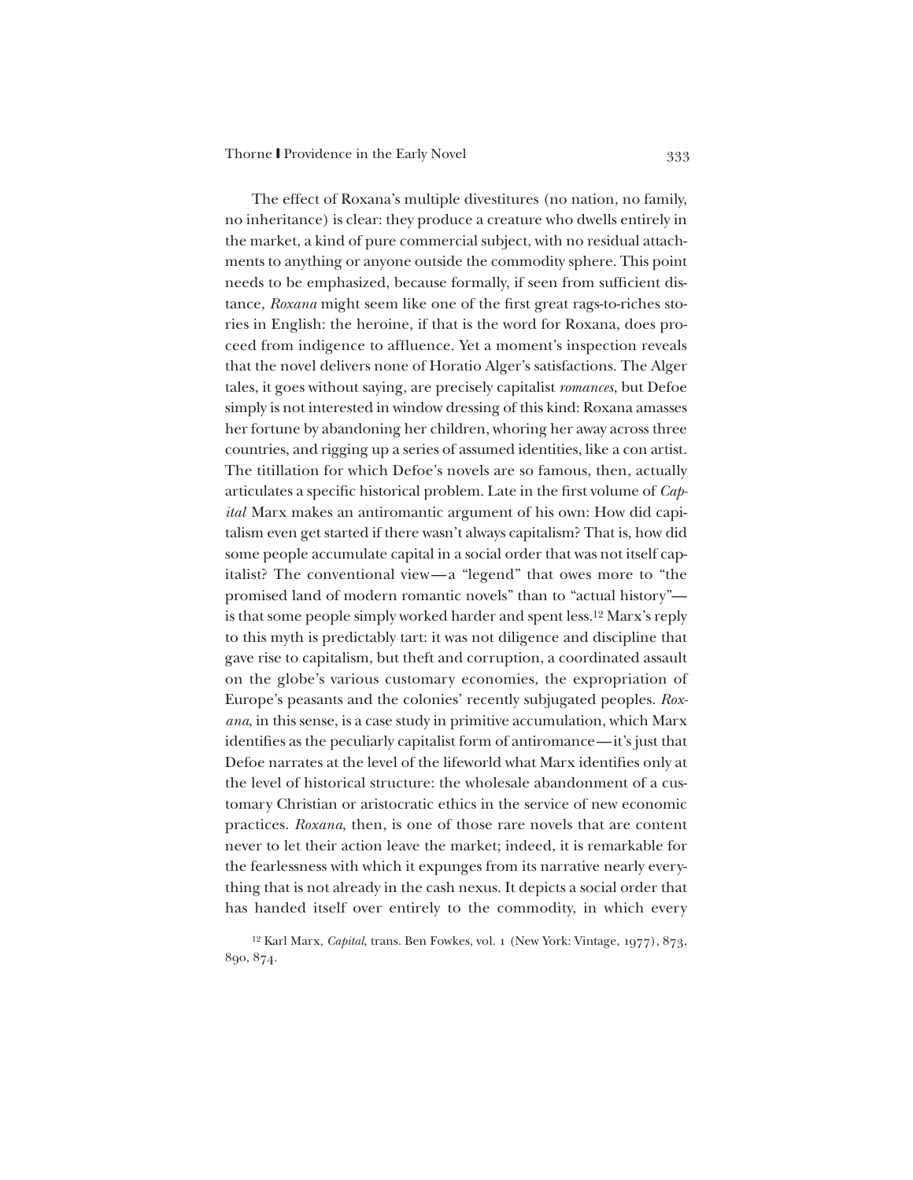The effect of Roxana's multiple divestitures (no nation, no family, no inheritance) is clear: they produce a creature who dwells entirely in the market, a kind of pure commercial subject, with no residual attachments to anything or anyone outside the commodity sphere. This point needs to be emphasized, because formally, if seen from sufficient distance, *Roxana* might seem like one of the first great rags-to-riches stories in English: the heroine, if that is the word for Roxana, does proceed from indigence to affluence. Yet a moment's inspection reveals that the novel delivers none of Horatio Alger's satisfactions. The Alger tales, it goes without saying, are precisely capitalist *romances*, but Defoe simply is not interested in window dressing of this kind: Roxana amasses her fortune by abandoning her children, whoring her away across three countries, and rigging up a series of assumed identities, like a con artist. The titillation for which Defoe's novels are so famous, then, actually articulates a specific historical problem. Late in the first volume of *Capital* Marx makes an antiromantic argument of his own: How did capitalism even get started if there wasn't always capitalism? That is, how did some people accumulate capital in a social order that was not itself capitalist? The conventional view—a "legend" that owes more to "the promised land of modern romantic novels" than to "actual history"—is that some people simply worked harder and spent less.[12] Marx's reply to this myth is predictably tart: it was not diligence and discipline that gave rise to capitalism, but theft and corruption, a coordinated assault on the globe's various customary economies, the expropriation of Europe's peasants and the colonies' recently subjugated peoples. *Roxana*, in this sense, is a case study in primitive accumulation, which Marx identifies as the peculiarly capitalist form of antiromance—it's just that Defoe narrates at the level of the lifeworld what Marx identifies only at the level of historical structure: the wholesale abandonment of a customary Christian or aristocratic ethics in the service of new economic practices. *Roxana*, then, is one of those rare novels that are content never to let their action leave the market; indeed, it is remarkable for the fearlessness with which it expunges from its narrative nearly everything that is not already in the cash nexus. It depicts a social order that has handed itself over entirely to the commodity, in which every

[12] Karl Marx, *Capital*, trans. Ben Fowkes, vol. 1 (New York: Vintage, 1977), 873, 890, 874.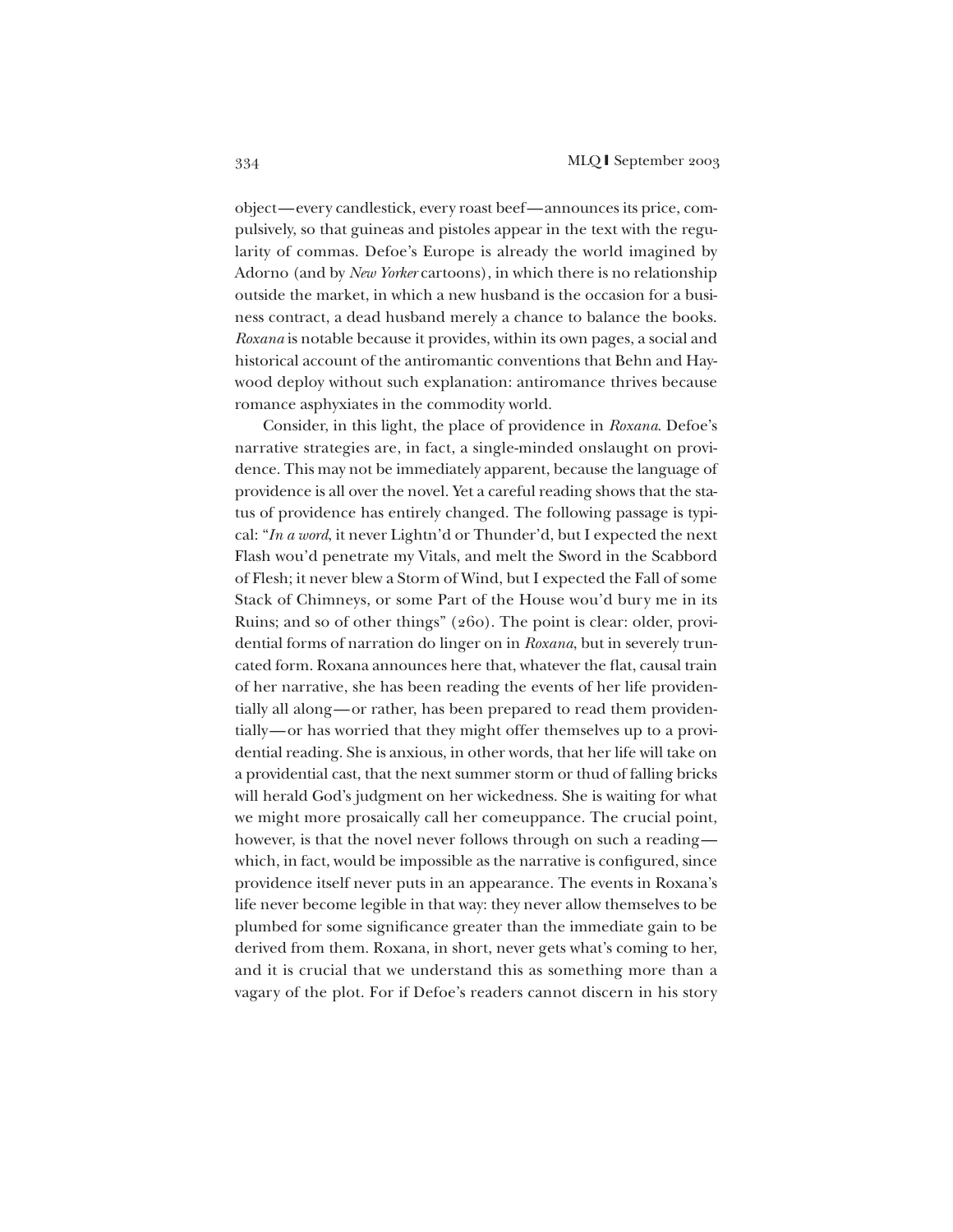object—every candlestick, every roast beef—announces its price, compulsively, so that guineas and pistoles appear in the text with the regularity of commas. Defoe's Europe is already the world imagined by Adorno (and by *New Yorker* cartoons), in which there is no relationship outside the market, in which a new husband is the occasion for a business contract, a dead husband merely a chance to balance the books. *Roxana* is notable because it provides, within its own pages, a social and historical account of the antiromantic conventions that Behn and Haywood deploy without such explanation: antiromance thrives because romance asphyxiates in the commodity world.

Consider, in this light, the place of providence in *Roxana*. Defoe's narrative strategies are, in fact, a single-minded onslaught on providence. This may not be immediately apparent, because the language of providence is all over the novel. Yet a careful reading shows that the status of providence has entirely changed. The following passage is typical: "*In a word*, it never Lightn'd or Thunder'd, but I expected the next Flash wou'd penetrate my Vitals, and melt the Sword in the Scabbord of Flesh; it never blew a Storm of Wind, but I expected the Fall of some Stack of Chimneys, or some Part of the House wou'd bury me in its Ruins; and so of other things" (260). The point is clear: older, providential forms of narration do linger on in *Roxana*, but in severely truncated form. Roxana announces here that, whatever the flat, causal train of her narrative, she has been reading the events of her life providentially all along—or rather, has been prepared to read them providentially—or has worried that they might offer themselves up to a providential reading. She is anxious, in other words, that her life will take on a providential cast, that the next summer storm or thud of falling bricks will herald God's judgment on her wickedness. She is waiting for what we might more prosaically call her comeuppance. The crucial point, however, is that the novel never follows through on such a reading—which, in fact, would be impossible as the narrative is configured, since providence itself never puts in an appearance. The events in Roxana's life never become legible in that way: they never allow themselves to be plumbed for some significance greater than the immediate gain to be derived from them. Roxana, in short, never gets what's coming to her, and it is crucial that we understand this as something more than a vagary of the plot. For if Defoe's readers cannot discern in his story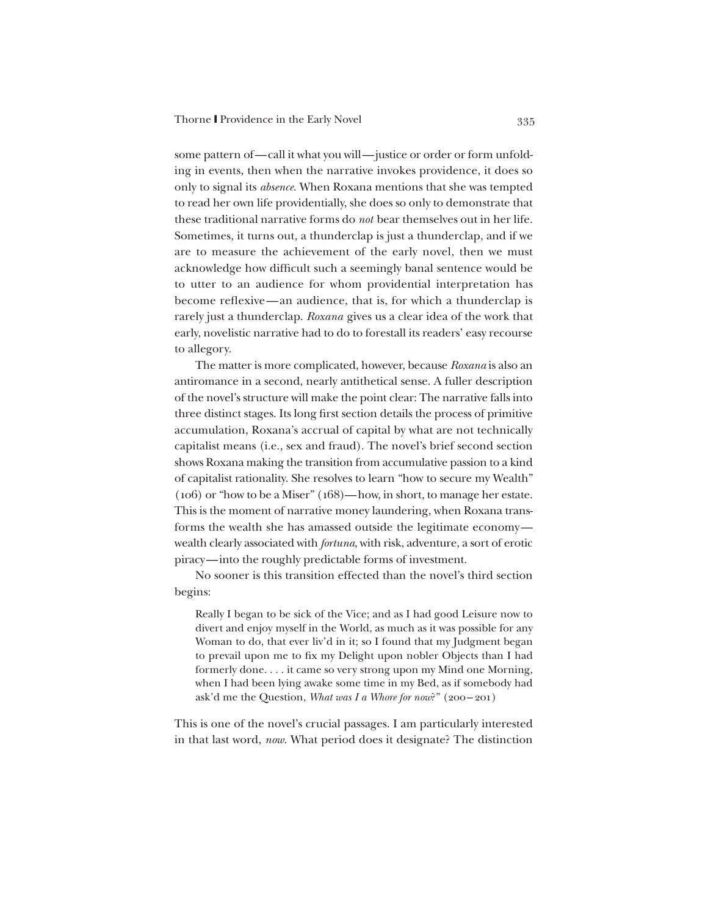some pattern of—call it what you will—justice or order or form unfolding in events, then when the narrative invokes providence, it does so only to signal its *absence*. When Roxana mentions that she was tempted to read her own life providentially, she does so only to demonstrate that these traditional narrative forms do *not* bear themselves out in her life. Sometimes, it turns out, a thunderclap is just a thunderclap, and if we are to measure the achievement of the early novel, then we must acknowledge how difficult such a seemingly banal sentence would be to utter to an audience for whom providential interpretation has become reflexive—an audience, that is, for which a thunderclap is rarely just a thunderclap. *Roxana* gives us a clear idea of the work that early, novelistic narrative had to do to forestall its readers' easy recourse to allegory.

The matter is more complicated, however, because *Roxana* is also an antiromance in a second, nearly antithetical sense. A fuller description of the novel's structure will make the point clear: The narrative falls into three distinct stages. Its long first section details the process of primitive accumulation, Roxana's accrual of capital by what are not technically capitalist means (i.e., sex and fraud). The novel's brief second section shows Roxana making the transition from accumulative passion to a kind of capitalist rationality. She resolves to learn "how to secure my Wealth" (106) or "how to be a Miser" (168)—how, in short, to manage her estate. This is the moment of narrative money laundering, when Roxana transforms the wealth she has amassed outside the legitimate economy—wealth clearly associated with *fortuna*, with risk, adventure, a sort of erotic piracy—into the roughly predictable forms of investment.

No sooner is this transition effected than the novel's third section begins:

> Really I began to be sick of the Vice; and as I had good Leisure now to divert and enjoy myself in the World, as much as it was possible for any Woman to do, that ever liv'd in it; so I found that my Judgment began to prevail upon me to fix my Delight upon nobler Objects than I had formerly done. . . . it came so very strong upon my Mind one Morning, when I had been lying awake some time in my Bed, as if somebody had ask'd me the Question, *What was I a Whore for now*?" (200–201)

This is one of the novel's crucial passages. I am particularly interested in that last word, *now*. What period does it designate? The distinction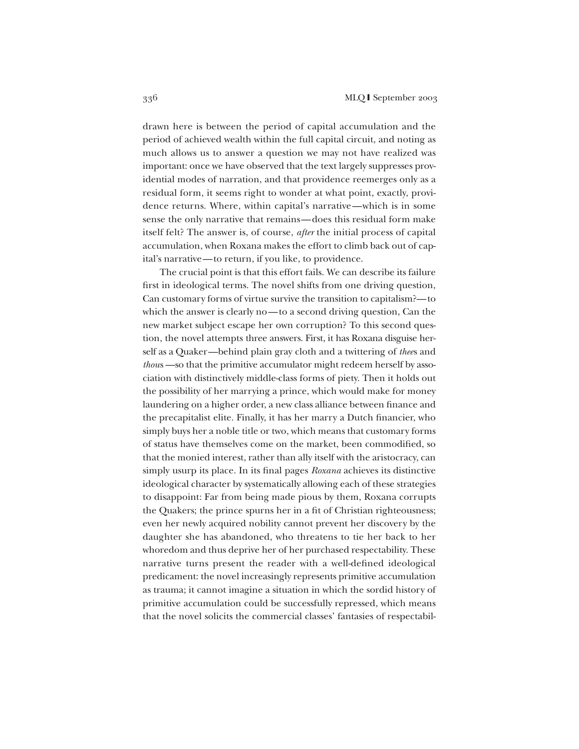drawn here is between the period of capital accumulation and the period of achieved wealth within the full capital circuit, and noting as much allows us to answer a question we may not have realized was important: once we have observed that the text largely suppresses providential modes of narration, and that providence reemerges only as a residual form, it seems right to wonder at what point, exactly, providence returns. Where, within capital's narrative—which is in some sense the only narrative that remains—does this residual form make itself felt? The answer is, of course, *after* the initial process of capital accumulation, when Roxana makes the effort to climb back out of capital's narrative—to return, if you like, to providence.

The crucial point is that this effort fails. We can describe its failure first in ideological terms. The novel shifts from one driving question, Can customary forms of virtue survive the transition to capitalism?—to which the answer is clearly no—to a second driving question, Can the new market subject escape her own corruption? To this second question, the novel attempts three answers. First, it has Roxana disguise herself as a Quaker—behind plain gray cloth and a twittering of *thee*s and *thou*s —so that the primitive accumulator might redeem herself by association with distinctively middle-class forms of piety. Then it holds out the possibility of her marrying a prince, which would make for money laundering on a higher order, a new class alliance between finance and the precapitalist elite. Finally, it has her marry a Dutch financier, who simply buys her a noble title or two, which means that customary forms of status have themselves come on the market, been commodified, so that the monied interest, rather than ally itself with the aristocracy, can simply usurp its place. In its final pages *Roxana* achieves its distinctive ideological character by systematically allowing each of these strategies to disappoint: Far from being made pious by them, Roxana corrupts the Quakers; the prince spurns her in a fit of Christian righteousness; even her newly acquired nobility cannot prevent her discovery by the daughter she has abandoned, who threatens to tie her back to her whoredom and thus deprive her of her purchased respectability. These narrative turns present the reader with a well-defined ideological predicament: the novel increasingly represents primitive accumulation as trauma; it cannot imagine a situation in which the sordid history of primitive accumulation could be successfully repressed, which means that the novel solicits the commercial classes' fantasies of respectabil-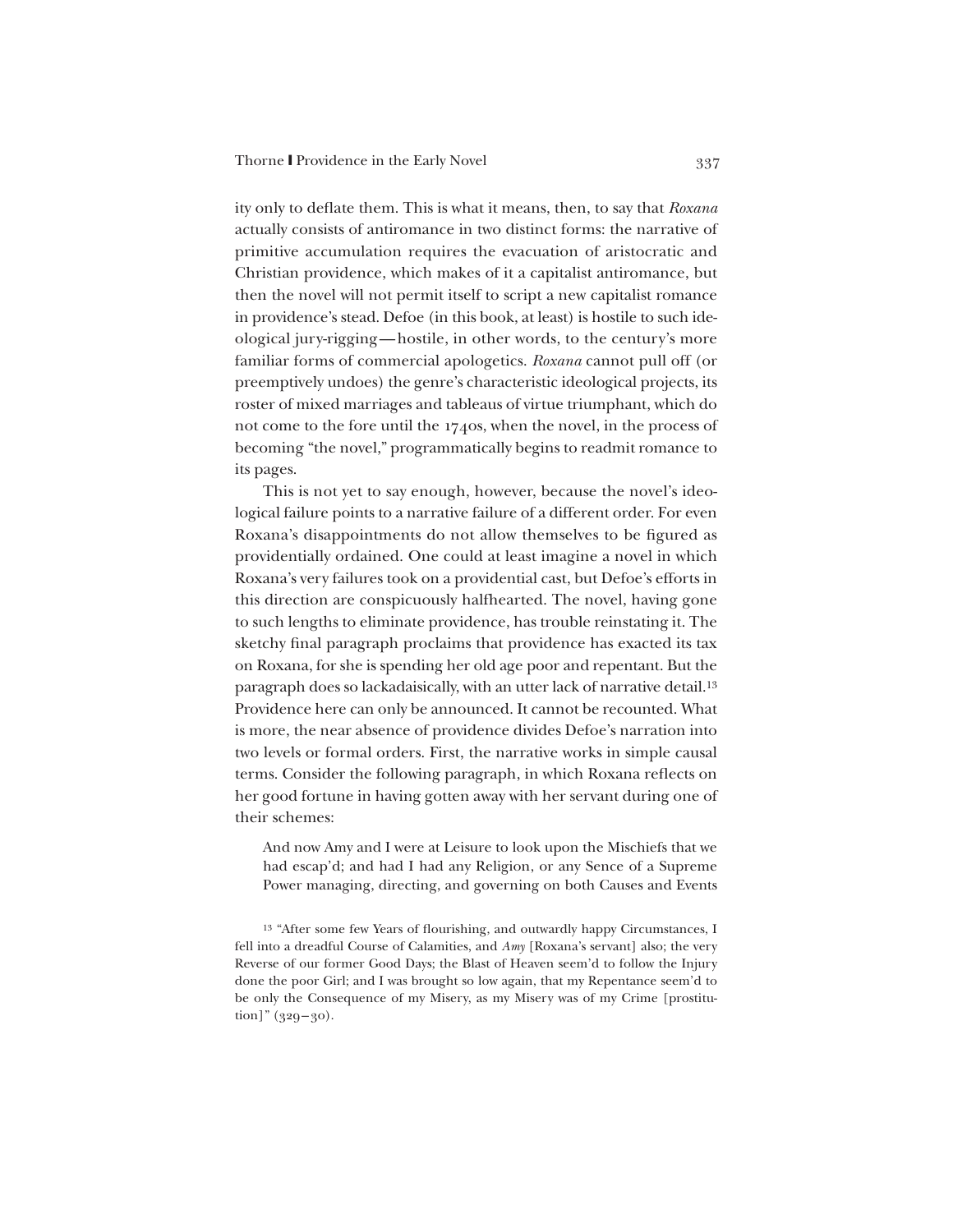ity only to deflate them. This is what it means, then, to say that *Roxana* actually consists of antiromance in two distinct forms: the narrative of primitive accumulation requires the evacuation of aristocratic and Christian providence, which makes of it a capitalist antiromance, but then the novel will not permit itself to script a new capitalist romance in providence's stead. Defoe (in this book, at least) is hostile to such ideological jury-rigging—hostile, in other words, to the century's more familiar forms of commercial apologetics. *Roxana* cannot pull off (or preemptively undoes) the genre's characteristic ideological projects, its roster of mixed marriages and tableaus of virtue triumphant, which do not come to the fore until the 1740s, when the novel, in the process of becoming "the novel," programmatically begins to readmit romance to its pages.

This is not yet to say enough, however, because the novel's ideological failure points to a narrative failure of a different order. For even Roxana's disappointments do not allow themselves to be figured as providentially ordained. One could at least imagine a novel in which Roxana's very failures took on a providential cast, but Defoe's efforts in this direction are conspicuously halfhearted. The novel, having gone to such lengths to eliminate providence, has trouble reinstating it. The sketchy final paragraph proclaims that providence has exacted its tax on Roxana, for she is spending her old age poor and repentant. But the paragraph does so lackadaisically, with an utter lack of narrative detail.[13] Providence here can only be announced. It cannot be recounted. What is more, the near absence of providence divides Defoe's narration into two levels or formal orders. First, the narrative works in simple causal terms. Consider the following paragraph, in which Roxana reflects on her good fortune in having gotten away with her servant during one of their schemes:

> And now Amy and I were at Leisure to look upon the Mischiefs that we had escap'd; and had I had any Religion, or any Sence of a Supreme Power managing, directing, and governing on both Causes and Events

[13] "After some few Years of flourishing, and outwardly happy Circumstances, I fell into a dreadful Course of Calamities, and *Amy* [Roxana's servant] also; the very Reverse of our former Good Days; the Blast of Heaven seem'd to follow the Injury done the poor Girl; and I was brought so low again, that my Repentance seem'd to be only the Consequence of my Misery, as my Misery was of my Crime [prostitution]" (329–30).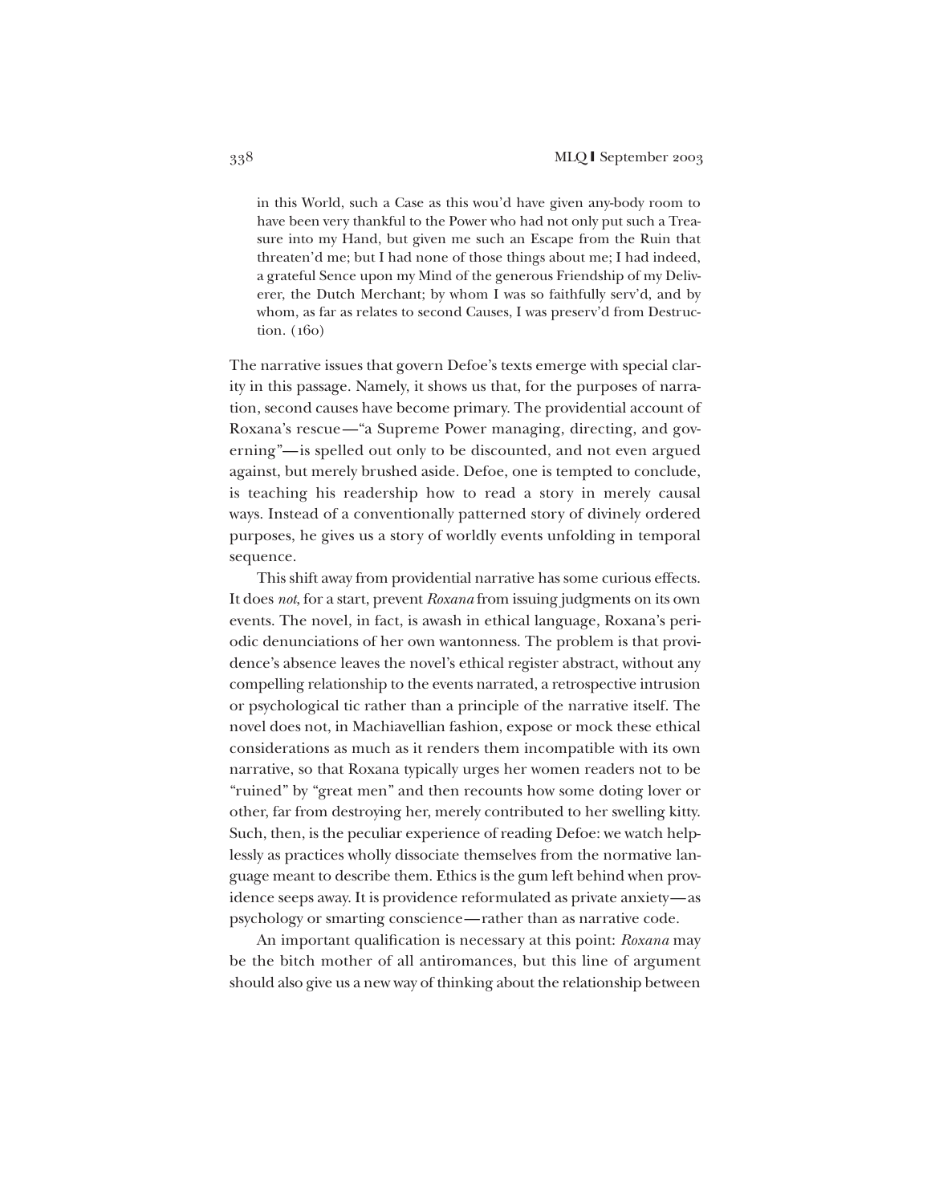> in this World, such a Case as this wou'd have given any-body room to have been very thankful to the Power who had not only put such a Treasure into my Hand, but given me such an Escape from the Ruin that threaten'd me; but I had none of those things about me; I had indeed, a grateful Sence upon my Mind of the generous Friendship of my Deliverer, the Dutch Merchant; by whom I was so faithfully serv'd, and by whom, as far as relates to second Causes, I was preserv'd from Destruction. (160)

The narrative issues that govern Defoe's texts emerge with special clarity in this passage. Namely, it shows us that, for the purposes of narration, second causes have become primary. The providential account of Roxana's rescue—"a Supreme Power managing, directing, and governing"—is spelled out only to be discounted, and not even argued against, but merely brushed aside. Defoe, one is tempted to conclude, is teaching his readership how to read a story in merely causal ways. Instead of a conventionally patterned story of divinely ordered purposes, he gives us a story of worldly events unfolding in temporal sequence.

This shift away from providential narrative has some curious effects. It does *not*, for a start, prevent *Roxana* from issuing judgments on its own events. The novel, in fact, is awash in ethical language, Roxana's periodic denunciations of her own wantonness. The problem is that providence's absence leaves the novel's ethical register abstract, without any compelling relationship to the events narrated, a retrospective intrusion or psychological tic rather than a principle of the narrative itself. The novel does not, in Machiavellian fashion, expose or mock these ethical considerations as much as it renders them incompatible with its own narrative, so that Roxana typically urges her women readers not to be "ruined" by "great men" and then recounts how some doting lover or other, far from destroying her, merely contributed to her swelling kitty. Such, then, is the peculiar experience of reading Defoe: we watch helplessly as practices wholly dissociate themselves from the normative language meant to describe them. Ethics is the gum left behind when providence seeps away. It is providence reformulated as private anxiety—as psychology or smarting conscience—rather than as narrative code.

An important qualification is necessary at this point: *Roxana* may be the bitch mother of all antiromances, but this line of argument should also give us a new way of thinking about the relationship between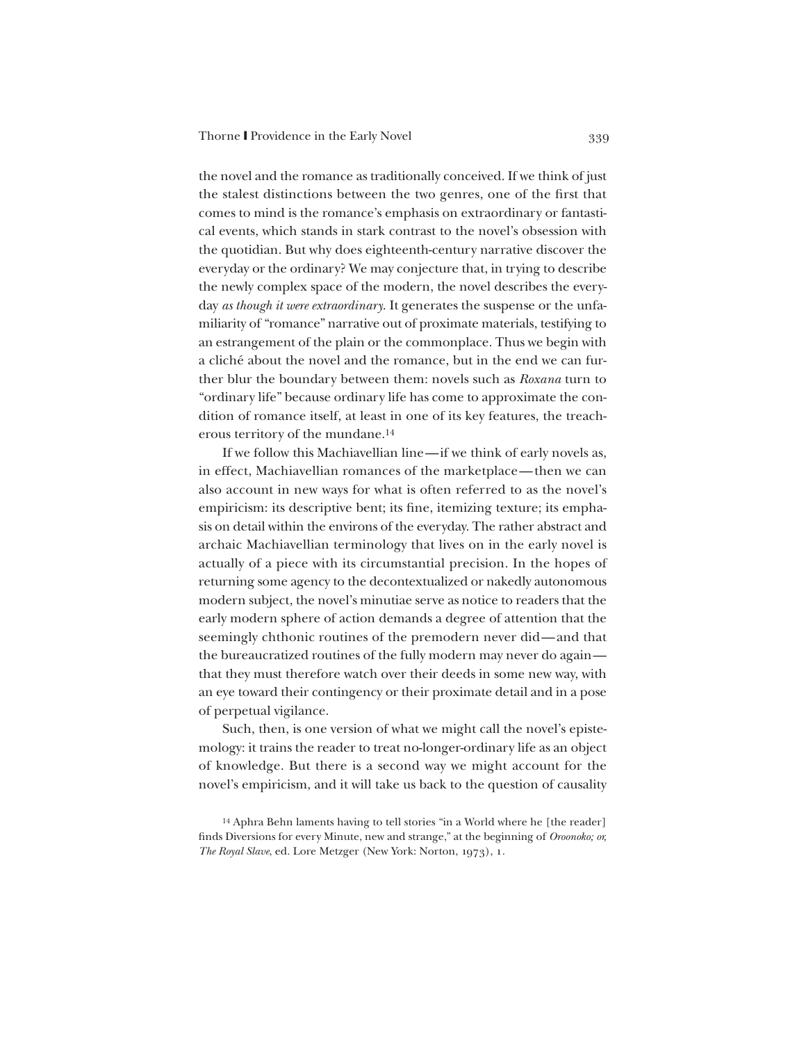the novel and the romance as traditionally conceived. If we think of just the stalest distinctions between the two genres, one of the first that comes to mind is the romance's emphasis on extraordinary or fantastical events, which stands in stark contrast to the novel's obsession with the quotidian. But why does eighteenth-century narrative discover the everyday or the ordinary? We may conjecture that, in trying to describe the newly complex space of the modern, the novel describes the everyday *as though it were extraordinary*. It generates the suspense or the unfamiliarity of "romance" narrative out of proximate materials, testifying to an estrangement of the plain or the commonplace. Thus we begin with a cliché about the novel and the romance, but in the end we can further blur the boundary between them: novels such as *Roxana* turn to "ordinary life" because ordinary life has come to approximate the condition of romance itself, at least in one of its key features, the treacherous territory of the mundane.[14]

If we follow this Machiavellian line—if we think of early novels as, in effect, Machiavellian romances of the marketplace—then we can also account in new ways for what is often referred to as the novel's empiricism: its descriptive bent; its fine, itemizing texture; its emphasis on detail within the environs of the everyday. The rather abstract and archaic Machiavellian terminology that lives on in the early novel is actually of a piece with its circumstantial precision. In the hopes of returning some agency to the decontextualized or nakedly autonomous modern subject, the novel's minutiae serve as notice to readers that the early modern sphere of action demands a degree of attention that the seemingly chthonic routines of the premodern never did—and that the bureaucratized routines of the fully modern may never do again—that they must therefore watch over their deeds in some new way, with an eye toward their contingency or their proximate detail and in a pose of perpetual vigilance.

Such, then, is one version of what we might call the novel's epistemology: it trains the reader to treat no-longer-ordinary life as an object of knowledge. But there is a second way we might account for the novel's empiricism, and it will take us back to the question of causality

[14] Aphra Behn laments having to tell stories "in a World where he [the reader] finds Diversions for every Minute, new and strange," at the beginning of *Oroonoko; or, The Royal Slave*, ed. Lore Metzger (New York: Norton, 1973), 1.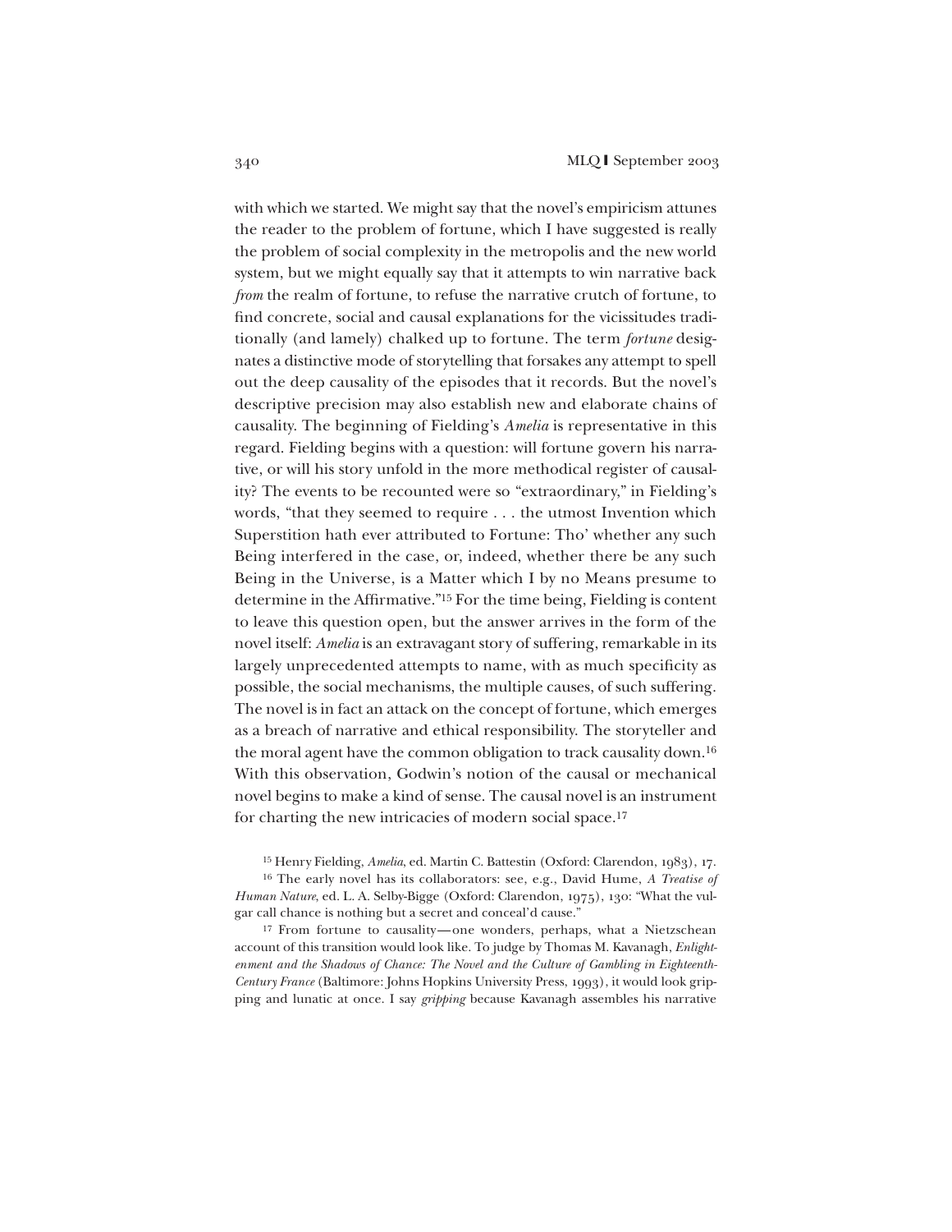with which we started. We might say that the novel's empiricism attunes the reader to the problem of fortune, which I have suggested is really the problem of social complexity in the metropolis and the new world system, but we might equally say that it attempts to win narrative back *from* the realm of fortune, to refuse the narrative crutch of fortune, to find concrete, social and causal explanations for the vicissitudes traditionally (and lamely) chalked up to fortune. The term *fortune* designates a distinctive mode of storytelling that forsakes any attempt to spell out the deep causality of the episodes that it records. But the novel's descriptive precision may also establish new and elaborate chains of causality. The beginning of Fielding's *Amelia* is representative in this regard. Fielding begins with a question: will fortune govern his narrative, or will his story unfold in the more methodical register of causality? The events to be recounted were so "extraordinary," in Fielding's words, "that they seemed to require . . . the utmost Invention which Superstition hath ever attributed to Fortune: Tho' whether any such Being interfered in the case, or, indeed, whether there be any such Being in the Universe, is a Matter which I by no Means presume to determine in the Affirmative."[15] For the time being, Fielding is content to leave this question open, but the answer arrives in the form of the novel itself: *Amelia* is an extravagant story of suffering, remarkable in its largely unprecedented attempts to name, with as much specificity as possible, the social mechanisms, the multiple causes, of such suffering. The novel is in fact an attack on the concept of fortune, which emerges as a breach of narrative and ethical responsibility. The storyteller and the moral agent have the common obligation to track causality down.[16] With this observation, Godwin's notion of the causal or mechanical novel begins to make a kind of sense. The causal novel is an instrument for charting the new intricacies of modern social space.[17]

[15] Henry Fielding, *Amelia*, ed. Martin C. Battestin (Oxford: Clarendon, 1983), 17.

[16] The early novel has its collaborators: see, e.g., David Hume, *A Treatise of Human Nature*, ed. L. A. Selby-Bigge (Oxford: Clarendon, 1975), 130: "What the vulgar call chance is nothing but a secret and conceal'd cause."

[17] From fortune to causality—one wonders, perhaps, what a Nietzschean account of this transition would look like. To judge by Thomas M. Kavanagh, *Enlightenment and the Shadows of Chance: The Novel and the Culture of Gambling in Eighteenth-Century France* (Baltimore: Johns Hopkins University Press, 1993), it would look gripping and lunatic at once. I say *gripping* because Kavanagh assembles his narrative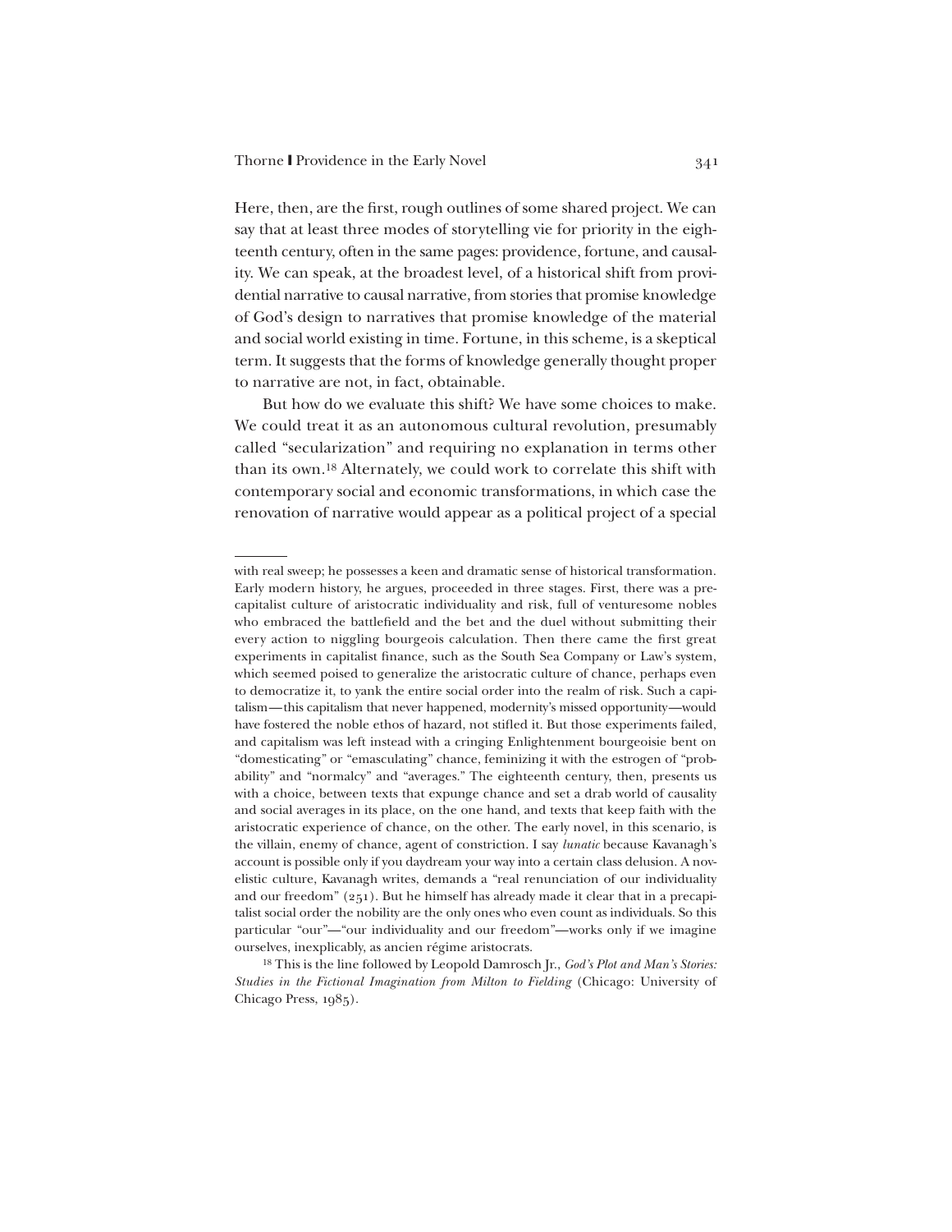Here, then, are the first, rough outlines of some shared project. We can say that at least three modes of storytelling vie for priority in the eighteenth century, often in the same pages: providence, fortune, and causality. We can speak, at the broadest level, of a historical shift from providential narrative to causal narrative, from stories that promise knowledge of God's design to narratives that promise knowledge of the material and social world existing in time. Fortune, in this scheme, is a skeptical term. It suggests that the forms of knowledge generally thought proper to narrative are not, in fact, obtainable.

But how do we evaluate this shift? We have some choices to make. We could treat it as an autonomous cultural revolution, presumably called "secularization" and requiring no explanation in terms other than its own.[18] Alternately, we could work to correlate this shift with contemporary social and economic transformations, in which case the renovation of narrative would appear as a political project of a special

---

with real sweep; he possesses a keen and dramatic sense of historical transformation. Early modern history, he argues, proceeded in three stages. First, there was a precapitalist culture of aristocratic individuality and risk, full of venturesome nobles who embraced the battlefield and the bet and the duel without submitting their every action to niggling bourgeois calculation. Then there came the first great experiments in capitalist finance, such as the South Sea Company or Law's system, which seemed poised to generalize the aristocratic culture of chance, perhaps even to democratize it, to yank the entire social order into the realm of risk. Such a capitalism—this capitalism that never happened, modernity's missed opportunity—would have fostered the noble ethos of hazard, not stifled it. But those experiments failed, and capitalism was left instead with a cringing Enlightenment bourgeoisie bent on "domesticating" or "emasculating" chance, feminizing it with the estrogen of "probability" and "normalcy" and "averages." The eighteenth century, then, presents us with a choice, between texts that expunge chance and set a drab world of causality and social averages in its place, on the one hand, and texts that keep faith with the aristocratic experience of chance, on the other. The early novel, in this scenario, is the villain, enemy of chance, agent of constriction. I say *lunatic* because Kavanagh's account is possible only if you daydream your way into a certain class delusion. A novelistic culture, Kavanagh writes, demands a "real renunciation of our individuality and our freedom" (251). But he himself has already made it clear that in a precapitalist social order the nobility are the only ones who even count as individuals. So this particular "our"—"our individuality and our freedom"—works only if we imagine ourselves, inexplicably, as ancien régime aristocrats.

[18] This is the line followed by Leopold Damrosch Jr., *God's Plot and Man's Stories: Studies in the Fictional Imagination from Milton to Fielding* (Chicago: University of Chicago Press, 1985).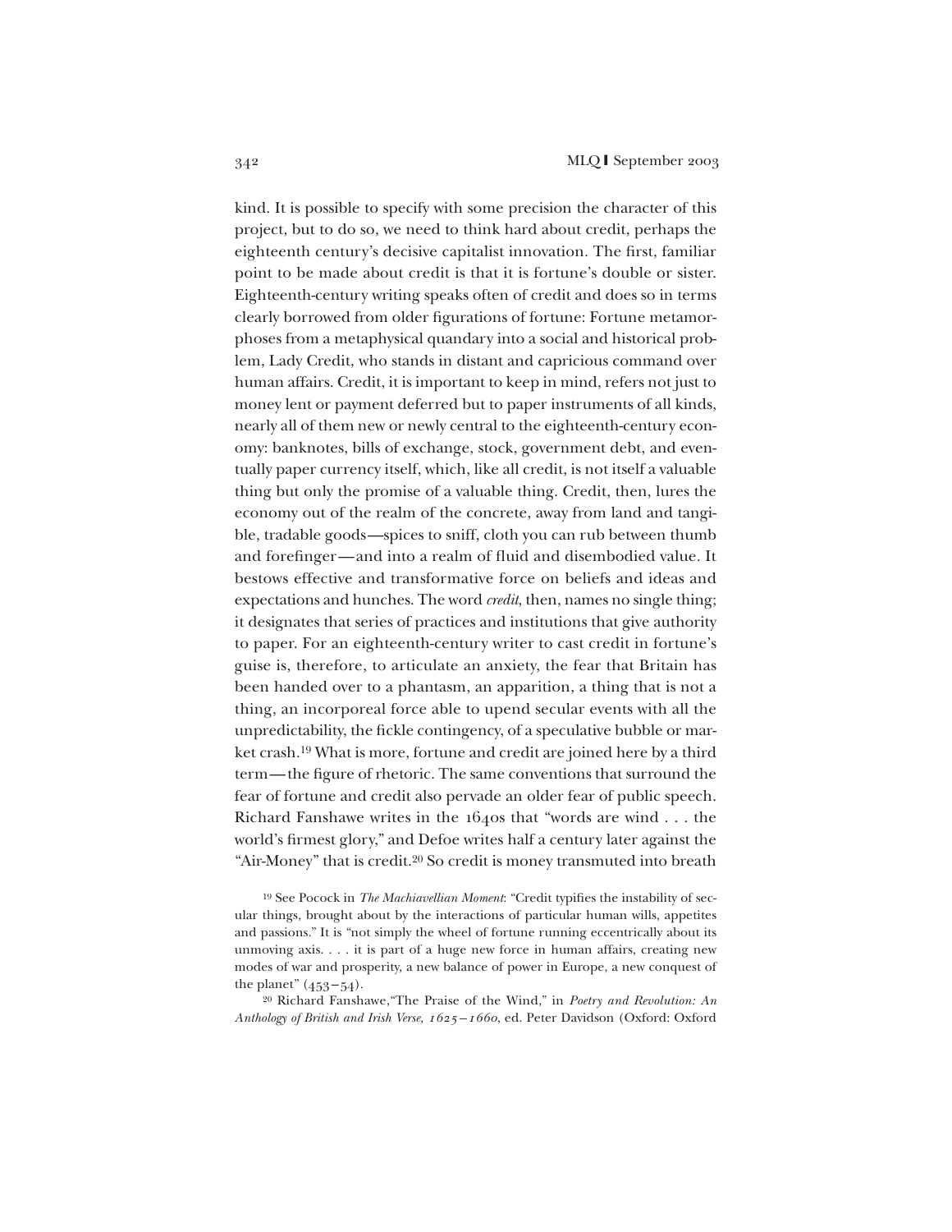kind. It is possible to specify with some precision the character of this project, but to do so, we need to think hard about credit, perhaps the eighteenth century's decisive capitalist innovation. The first, familiar point to be made about credit is that it is fortune's double or sister. Eighteenth-century writing speaks often of credit and does so in terms clearly borrowed from older figurations of fortune: Fortune metamorphoses from a metaphysical quandary into a social and historical problem, Lady Credit, who stands in distant and capricious command over human affairs. Credit, it is important to keep in mind, refers not just to money lent or payment deferred but to paper instruments of all kinds, nearly all of them new or newly central to the eighteenth-century economy: banknotes, bills of exchange, stock, government debt, and eventually paper currency itself, which, like all credit, is not itself a valuable thing but only the promise of a valuable thing. Credit, then, lures the economy out of the realm of the concrete, away from land and tangible, tradable goods—spices to sniff, cloth you can rub between thumb and forefinger—and into a realm of fluid and disembodied value. It bestows effective and transformative force on beliefs and ideas and expectations and hunches. The word *credit*, then, names no single thing; it designates that series of practices and institutions that give authority to paper. For an eighteenth-century writer to cast credit in fortune's guise is, therefore, to articulate an anxiety, the fear that Britain has been handed over to a phantasm, an apparition, a thing that is not a thing, an incorporeal force able to upend secular events with all the unpredictability, the fickle contingency, of a speculative bubble or market crash.[19] What is more, fortune and credit are joined here by a third term—the figure of rhetoric. The same conventions that surround the fear of fortune and credit also pervade an older fear of public speech. Richard Fanshawe writes in the 1640s that "words are wind . . . the world's firmest glory," and Defoe writes half a century later against the "Air-Money" that is credit.[20] So credit is money transmuted into breath

[19] See Pocock in *The Machiavellian Moment*: "Credit typifies the instability of secular things, brought about by the interactions of particular human wills, appetites and passions." It is "not simply the wheel of fortune running eccentrically about its unmoving axis. . . . it is part of a huge new force in human affairs, creating new modes of war and prosperity, a new balance of power in Europe, a new conquest of the planet" (453–54).

[20] Richard Fanshawe,"The Praise of the Wind," in *Poetry and Revolution: An Anthology of British and Irish Verse, 1625–1660*, ed. Peter Davidson (Oxford: Oxford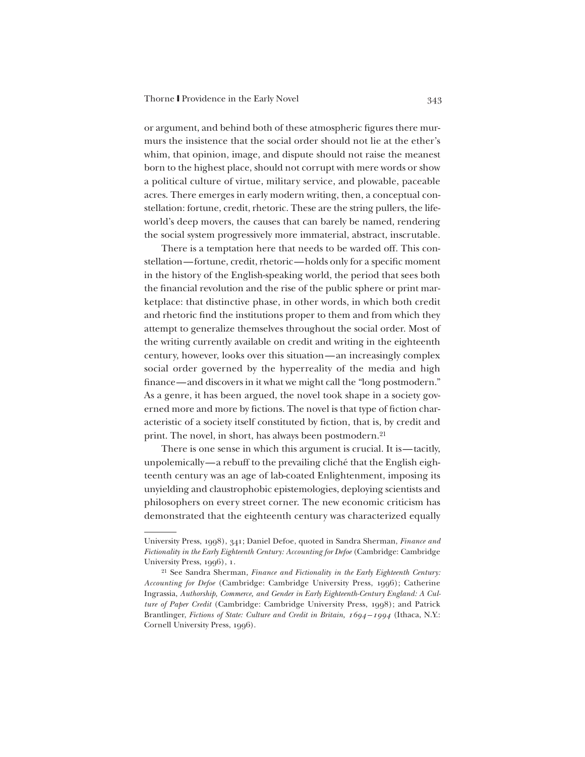or argument, and behind both of these atmospheric figures there murmurs the insistence that the social order should not lie at the ether's whim, that opinion, image, and dispute should not raise the meanest born to the highest place, should not corrupt with mere words or show a political culture of virtue, military service, and plowable, paceable acres. There emerges in early modern writing, then, a conceptual constellation: fortune, credit, rhetoric. These are the string pullers, the lifeworld's deep movers, the causes that can barely be named, rendering the social system progressively more immaterial, abstract, inscrutable.

There is a temptation here that needs to be warded off. This constellation—fortune, credit, rhetoric—holds only for a specific moment in the history of the English-speaking world, the period that sees both the financial revolution and the rise of the public sphere or print marketplace: that distinctive phase, in other words, in which both credit and rhetoric find the institutions proper to them and from which they attempt to generalize themselves throughout the social order. Most of the writing currently available on credit and writing in the eighteenth century, however, looks over this situation—an increasingly complex social order governed by the hyperreality of the media and high finance—and discovers in it what we might call the "long postmodern." As a genre, it has been argued, the novel took shape in a society governed more and more by fictions. The novel is that type of fiction characteristic of a society itself constituted by fiction, that is, by credit and print. The novel, in short, has always been postmodern.[21]

There is one sense in which this argument is crucial. It is—tacitly, unpolemically—a rebuff to the prevailing cliché that the English eighteenth century was an age of lab-coated Enlightenment, imposing its unyielding and claustrophobic epistemologies, deploying scientists and philosophers on every street corner. The new economic criticism has demonstrated that the eighteenth century was characterized equally

---

University Press, 1998), 341; Daniel Defoe, quoted in Sandra Sherman, *Finance and Fictionality in the Early Eighteenth Century: Accounting for Defoe* (Cambridge: Cambridge University Press, 1996), 1.

[21] See Sandra Sherman, *Finance and Fictionality in the Early Eighteenth Century: Accounting for Defoe* (Cambridge: Cambridge University Press, 1996); Catherine Ingrassia, *Authorship, Commerce, and Gender in Early Eighteenth-Century England: A Culture of Paper Credit* (Cambridge: Cambridge University Press, 1998); and Patrick Brantlinger, *Fictions of State: Culture and Credit in Britain, 1694–1994* (Ithaca, N.Y.: Cornell University Press, 1996).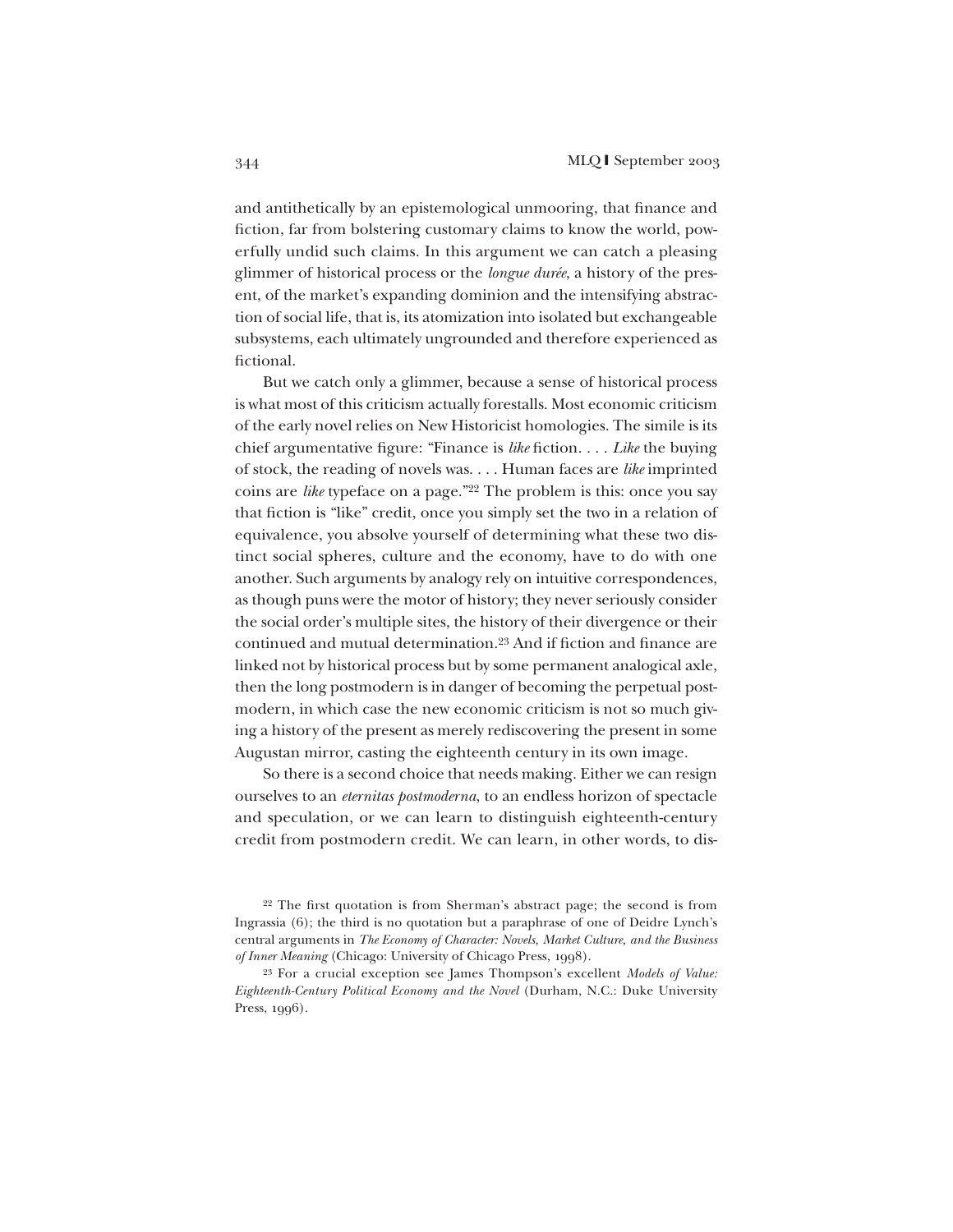and antithetically by an epistemological unmooring, that finance and fiction, far from bolstering customary claims to know the world, powerfully undid such claims. In this argument we can catch a pleasing glimmer of historical process or the *longue durée*, a history of the present, of the market's expanding dominion and the intensifying abstraction of social life, that is, its atomization into isolated but exchangeable subsystems, each ultimately ungrounded and therefore experienced as fictional.

But we catch only a glimmer, because a sense of historical process is what most of this criticism actually forestalls. Most economic criticism of the early novel relies on New Historicist homologies. The simile is its chief argumentative figure: "Finance is *like* fiction. . . . *Like* the buying of stock, the reading of novels was. . . . Human faces are *like* imprinted coins are *like* typeface on a page."[22] The problem is this: once you say that fiction is "like" credit, once you simply set the two in a relation of equivalence, you absolve yourself of determining what these two distinct social spheres, culture and the economy, have to do with one another. Such arguments by analogy rely on intuitive correspondences, as though puns were the motor of history; they never seriously consider the social order's multiple sites, the history of their divergence or their continued and mutual determination.[23] And if fiction and finance are linked not by historical process but by some permanent analogical axle, then the long postmodern is in danger of becoming the perpetual postmodern, in which case the new economic criticism is not so much giving a history of the present as merely rediscovering the present in some Augustan mirror, casting the eighteenth century in its own image.

So there is a second choice that needs making. Either we can resign ourselves to an *eternitas postmoderna*, to an endless horizon of spectacle and speculation, or we can learn to distinguish eighteenth-century credit from postmodern credit. We can learn, in other words, to dis-

[22] The first quotation is from Sherman's abstract page; the second is from Ingrassia (6); the third is no quotation but a paraphrase of one of Deidre Lynch's central arguments in *The Economy of Character: Novels, Market Culture, and the Business of Inner Meaning* (Chicago: University of Chicago Press, 1998).

[23] For a crucial exception see James Thompson's excellent *Models of Value: Eighteenth-Century Political Economy and the Novel* (Durham, N.C.: Duke University Press, 1996).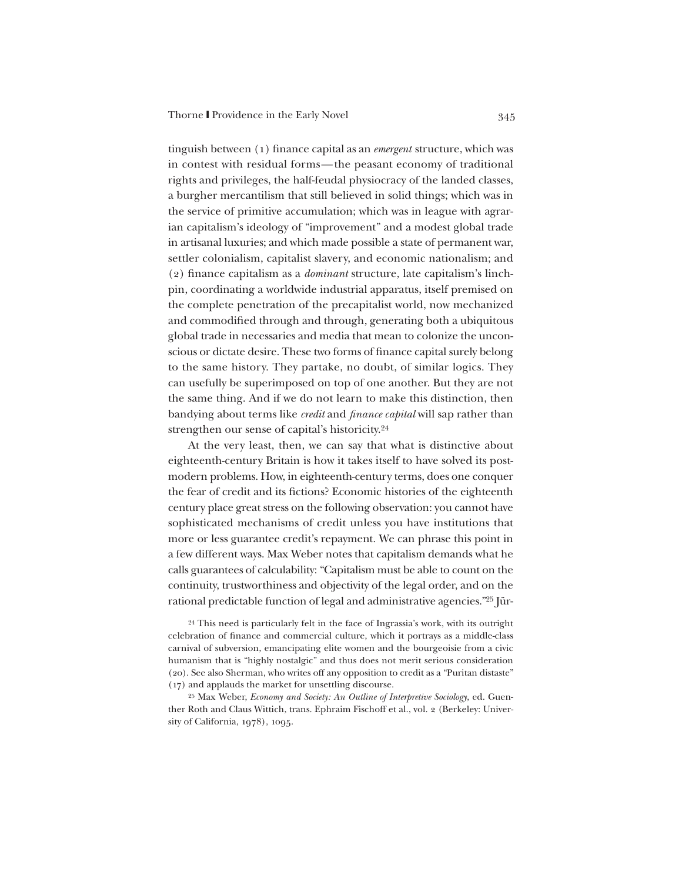tinguish between (1) finance capital as an *emergent* structure, which was in contest with residual forms—the peasant economy of traditional rights and privileges, the half-feudal physiocracy of the landed classes, a burgher mercantilism that still believed in solid things; which was in the service of primitive accumulation; which was in league with agrarian capitalism's ideology of "improvement" and a modest global trade in artisanal luxuries; and which made possible a state of permanent war, settler colonialism, capitalist slavery, and economic nationalism; and (2) finance capitalism as a *dominant* structure, late capitalism's linchpin, coordinating a worldwide industrial apparatus, itself premised on the complete penetration of the precapitalist world, now mechanized and commodified through and through, generating both a ubiquitous global trade in necessaries and media that mean to colonize the unconscious or dictate desire. These two forms of finance capital surely belong to the same history. They partake, no doubt, of similar logics. They can usefully be superimposed on top of one another. But they are not the same thing. And if we do not learn to make this distinction, then bandying about terms like *credit* and *finance capital* will sap rather than strengthen our sense of capital's historicity.[24]

At the very least, then, we can say that what is distinctive about eighteenth-century Britain is how it takes itself to have solved its postmodern problems. How, in eighteenth-century terms, does one conquer the fear of credit and its fictions? Economic histories of the eighteenth century place great stress on the following observation: you cannot have sophisticated mechanisms of credit unless you have institutions that more or less guarantee credit's repayment. We can phrase this point in a few different ways. Max Weber notes that capitalism demands what he calls guarantees of calculability: "Capitalism must be able to count on the continuity, trustworthiness and objectivity of the legal order, and on the rational predictable function of legal and administrative agencies."[25] Jür-

[24] This need is particularly felt in the face of Ingrassia's work, with its outright celebration of finance and commercial culture, which it portrays as a middle-class carnival of subversion, emancipating elite women and the bourgeoisie from a civic humanism that is "highly nostalgic" and thus does not merit serious consideration (20). See also Sherman, who writes off any opposition to credit as a "Puritan distaste" (17) and applauds the market for unsettling discourse.

[25] Max Weber, *Economy and Society: An Outline of Interpretive Sociology*, ed. Guenther Roth and Claus Wittich, trans. Ephraim Fischoff et al., vol. 2 (Berkeley: University of California, 1978), 1095.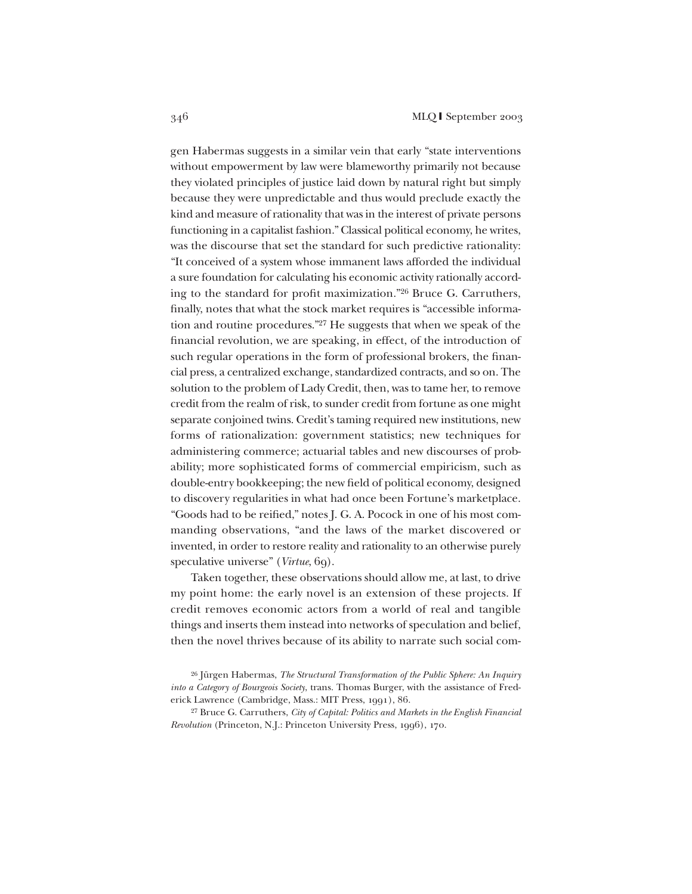gen Habermas suggests in a similar vein that early "state interventions without empowerment by law were blameworthy primarily not because they violated principles of justice laid down by natural right but simply because they were unpredictable and thus would preclude exactly the kind and measure of rationality that was in the interest of private persons functioning in a capitalist fashion." Classical political economy, he writes, was the discourse that set the standard for such predictive rationality: "It conceived of a system whose immanent laws afforded the individual a sure foundation for calculating his economic activity rationally according to the standard for profit maximization."[26] Bruce G. Carruthers, finally, notes that what the stock market requires is "accessible information and routine procedures."[27] He suggests that when we speak of the financial revolution, we are speaking, in effect, of the introduction of such regular operations in the form of professional brokers, the financial press, a centralized exchange, standardized contracts, and so on. The solution to the problem of Lady Credit, then, was to tame her, to remove credit from the realm of risk, to sunder credit from fortune as one might separate conjoined twins. Credit's taming required new institutions, new forms of rationalization: government statistics; new techniques for administering commerce; actuarial tables and new discourses of probability; more sophisticated forms of commercial empiricism, such as double-entry bookkeeping; the new field of political economy, designed to discovery regularities in what had once been Fortune's marketplace. "Goods had to be reified," notes J. G. A. Pocock in one of his most commanding observations, "and the laws of the market discovered or invented, in order to restore reality and rationality to an otherwise purely speculative universe" (*Virtue*, 69).

Taken together, these observations should allow me, at last, to drive my point home: the early novel is an extension of these projects. If credit removes economic actors from a world of real and tangible things and inserts them instead into networks of speculation and belief, then the novel thrives because of its ability to narrate such social com-

[26] Jürgen Habermas, *The Structural Transformation of the Public Sphere: An Inquiry into a Category of Bourgeois Society*, trans. Thomas Burger, with the assistance of Frederick Lawrence (Cambridge, Mass.: MIT Press, 1991), 86.

[27] Bruce G. Carruthers, *City of Capital: Politics and Markets in the English Financial Revolution* (Princeton, N.J.: Princeton University Press, 1996), 170.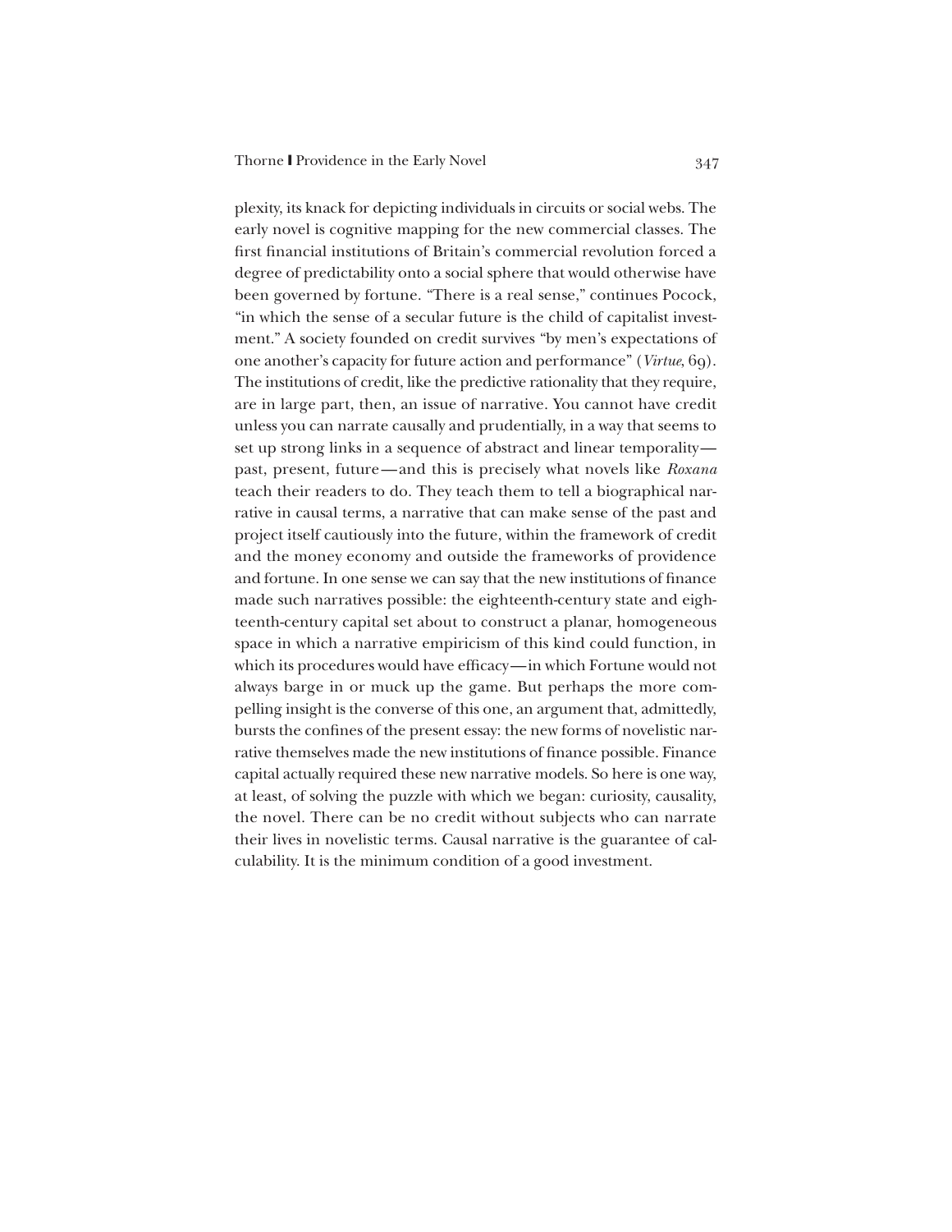plexity, its knack for depicting individuals in circuits or social webs. The early novel is cognitive mapping for the new commercial classes. The first financial institutions of Britain's commercial revolution forced a degree of predictability onto a social sphere that would otherwise have been governed by fortune. "There is a real sense," continues Pocock, "in which the sense of a secular future is the child of capitalist investment." A society founded on credit survives "by men's expectations of one another's capacity for future action and performance" (*Virtue*, 69). The institutions of credit, like the predictive rationality that they require, are in large part, then, an issue of narrative. You cannot have credit unless you can narrate causally and prudentially, in a way that seems to set up strong links in a sequence of abstract and linear temporality—past, present, future—and this is precisely what novels like *Roxana* teach their readers to do. They teach them to tell a biographical narrative in causal terms, a narrative that can make sense of the past and project itself cautiously into the future, within the framework of credit and the money economy and outside the frameworks of providence and fortune. In one sense we can say that the new institutions of finance made such narratives possible: the eighteenth-century state and eighteenth-century capital set about to construct a planar, homogeneous space in which a narrative empiricism of this kind could function, in which its procedures would have efficacy—in which Fortune would not always barge in or muck up the game. But perhaps the more compelling insight is the converse of this one, an argument that, admittedly, bursts the confines of the present essay: the new forms of novelistic narrative themselves made the new institutions of finance possible. Finance capital actually required these new narrative models. So here is one way, at least, of solving the puzzle with which we began: curiosity, causality, the novel. There can be no credit without subjects who can narrate their lives in novelistic terms. Causal narrative is the guarantee of calculability. It is the minimum condition of a good investment.